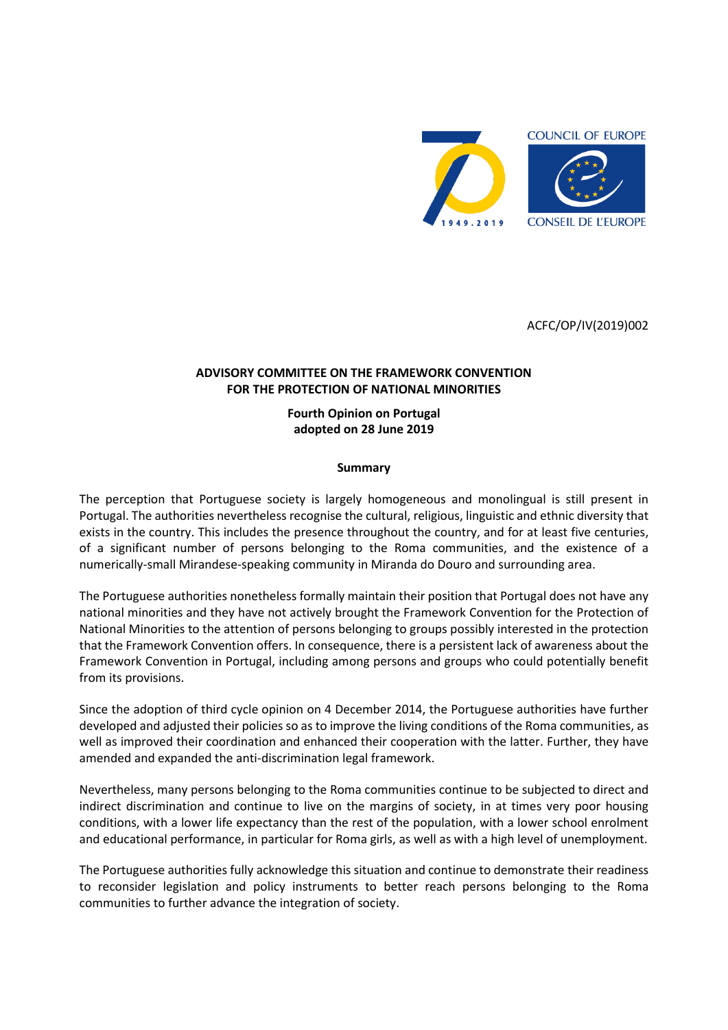COUNCIL OF EUROPE

CONSEIL DE L'EUROPE

1949.2019

ACFC/OP/IV(2019)002

**ADVISORY COMMITTEE ON THE FRAMEWORK CONVENTION FOR THE PROTECTION OF NATIONAL MINORITIES**

**Fourth Opinion on Portugal adopted on 28 June 2019**

**Summary**

The perception that Portuguese society is largely homogeneous and monolingual is still present in Portugal. The authorities nevertheless recognise the cultural, religious, linguistic and ethnic diversity that exists in the country. This includes the presence throughout the country, and for at least five centuries, of a significant number of persons belonging to the Roma communities, and the existence of a numerically-small Mirandese-speaking community in Miranda do Douro and surrounding area.

The Portuguese authorities nonetheless formally maintain their position that Portugal does not have any national minorities and they have not actively brought the Framework Convention for the Protection of National Minorities to the attention of persons belonging to groups possibly interested in the protection that the Framework Convention offers. In consequence, there is a persistent lack of awareness about the Framework Convention in Portugal, including among persons and groups who could potentially benefit from its provisions.

Since the adoption of third cycle opinion on 4 December 2014, the Portuguese authorities have further developed and adjusted their policies so as to improve the living conditions of the Roma communities, as well as improved their coordination and enhanced their cooperation with the latter. Further, they have amended and expanded the anti-discrimination legal framework.

Nevertheless, many persons belonging to the Roma communities continue to be subjected to direct and indirect discrimination and continue to live on the margins of society, in at times very poor housing conditions, with a lower life expectancy than the rest of the population, with a lower school enrolment and educational performance, in particular for Roma girls, as well as with a high level of unemployment.

The Portuguese authorities fully acknowledge this situation and continue to demonstrate their readiness to reconsider legislation and policy instruments to better reach persons belonging to the Roma communities to further advance the integration of society.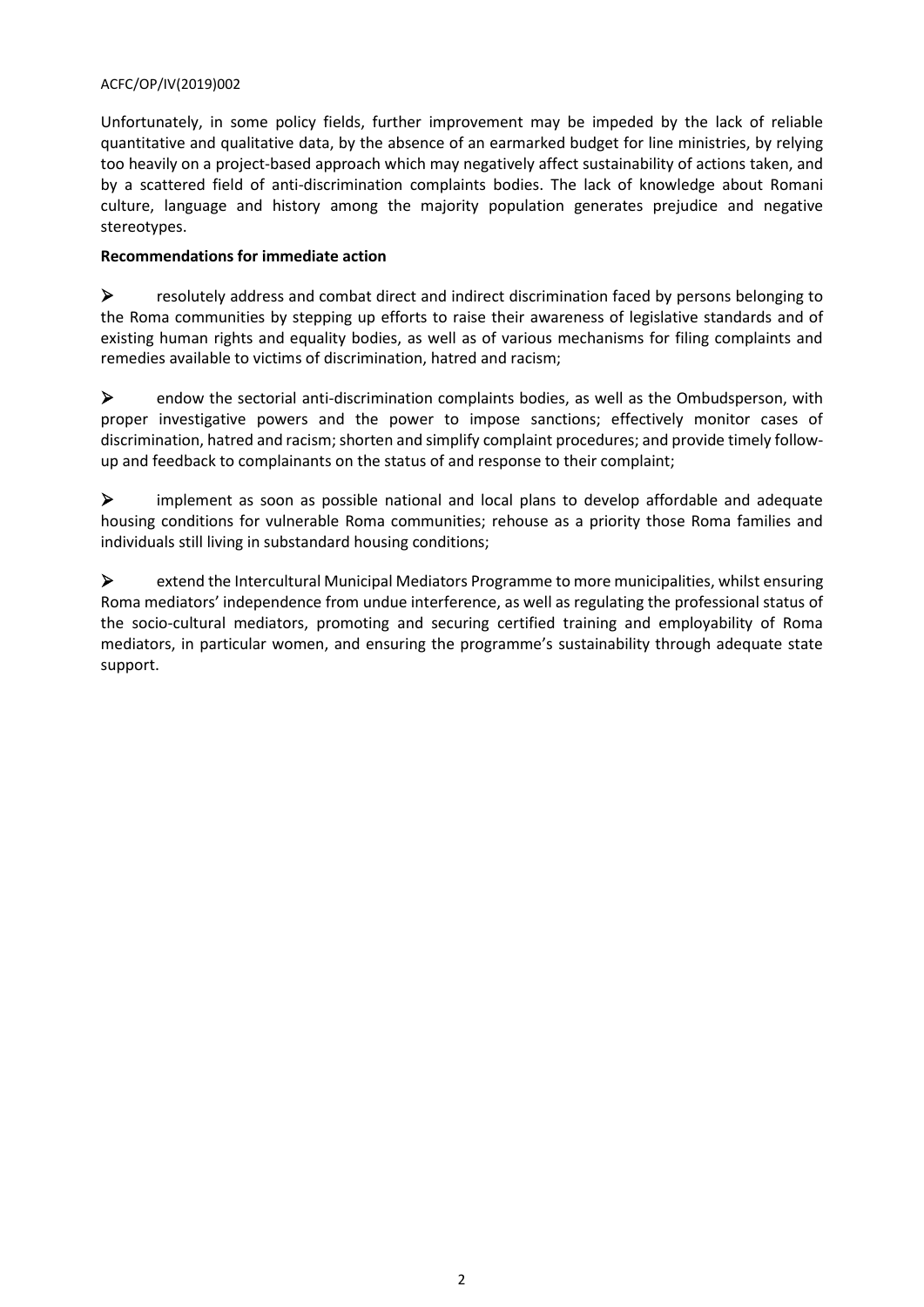Unfortunately, in some policy fields, further improvement may be impeded by the lack of reliable quantitative and qualitative data, by the absence of an earmarked budget for line ministries, by relying too heavily on a project-based approach which may negatively affect sustainability of actions taken, and by a scattered field of anti-discrimination complaints bodies. The lack of knowledge about Romani culture, language and history among the majority population generates prejudice and negative stereotypes.

**Recommendations for immediate action**

- resolutely address and combat direct and indirect discrimination faced by persons belonging to the Roma communities by stepping up efforts to raise their awareness of legislative standards and of existing human rights and equality bodies, as well as of various mechanisms for filing complaints and remedies available to victims of discrimination, hatred and racism;

- endow the sectorial anti-discrimination complaints bodies, as well as the Ombudsperson, with proper investigative powers and the power to impose sanctions; effectively monitor cases of discrimination, hatred and racism; shorten and simplify complaint procedures; and provide timely follow-up and feedback to complainants on the status of and response to their complaint;

- implement as soon as possible national and local plans to develop affordable and adequate housing conditions for vulnerable Roma communities; rehouse as a priority those Roma families and individuals still living in substandard housing conditions;

- extend the Intercultural Municipal Mediators Programme to more municipalities, whilst ensuring Roma mediators' independence from undue interference, as well as regulating the professional status of the socio-cultural mediators, promoting and securing certified training and employability of Roma mediators, in particular women, and ensuring the programme's sustainability through adequate state support.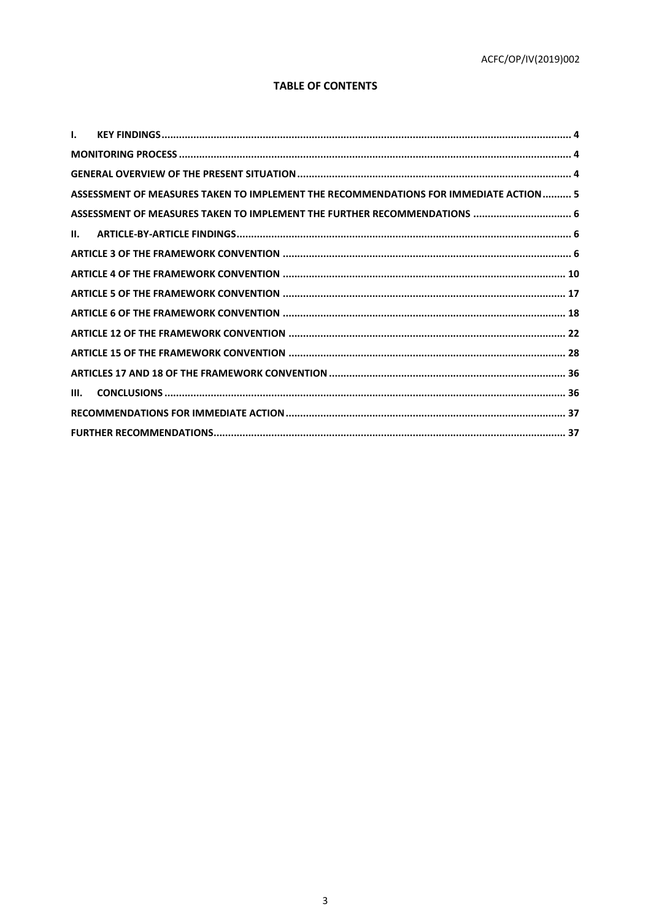## TABLE OF CONTENTS

I. KEY FINDINGS ........................................................ 4

MONITORING PROCESS ........................................................ 4

GENERAL OVERVIEW OF THE PRESENT SITUATION ........................................................ 4

ASSESSMENT OF MEASURES TAKEN TO IMPLEMENT THE RECOMMENDATIONS FOR IMMEDIATE ACTION .......... 5

ASSESSMENT OF MEASURES TAKEN TO IMPLEMENT THE FURTHER RECOMMENDATIONS .................................. 6

II. ARTICLE-BY-ARTICLE FINDINGS ........................................................ 6

ARTICLE 3 OF THE FRAMEWORK CONVENTION ........................................................ 6

ARTICLE 4 OF THE FRAMEWORK CONVENTION ........................................................ 10

ARTICLE 5 OF THE FRAMEWORK CONVENTION ........................................................ 17

ARTICLE 6 OF THE FRAMEWORK CONVENTION ........................................................ 18

ARTICLE 12 OF THE FRAMEWORK CONVENTION ........................................................ 22

ARTICLE 15 OF THE FRAMEWORK CONVENTION ........................................................ 28

ARTICLES 17 AND 18 OF THE FRAMEWORK CONVENTION ........................................................ 36

III. CONCLUSIONS ........................................................ 36

RECOMMENDATIONS FOR IMMEDIATE ACTION ........................................................ 37

FURTHER RECOMMENDATIONS ........................................................ 37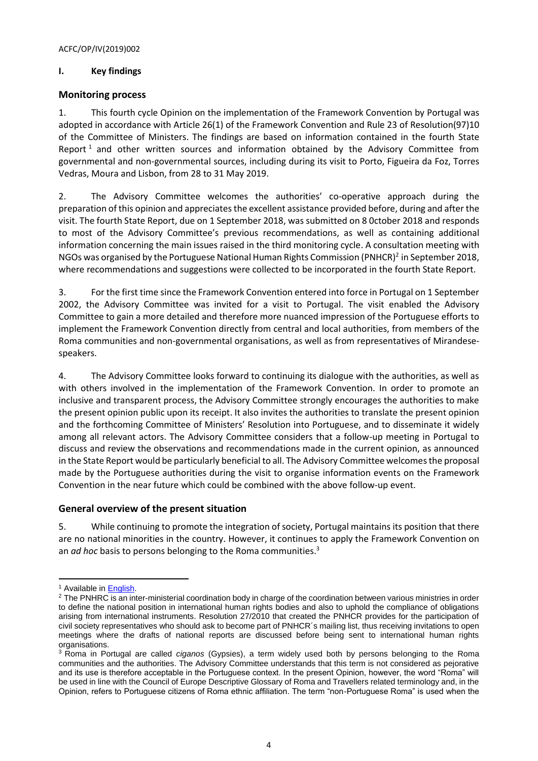# I. Key findings

## Monitoring process

1. This fourth cycle Opinion on the implementation of the Framework Convention by Portugal was adopted in accordance with Article 26(1) of the Framework Convention and Rule 23 of Resolution(97)10 of the Committee of Ministers. The findings are based on information contained in the fourth State Report [1] and other written sources and information obtained by the Advisory Committee from governmental and non-governmental sources, including during its visit to Porto, Figueira da Foz, Torres Vedras, Moura and Lisbon, from 28 to 31 May 2019.

2. The Advisory Committee welcomes the authorities' co-operative approach during the preparation of this opinion and appreciates the excellent assistance provided before, during and after the visit. The fourth State Report, due on 1 September 2018, was submitted on 8 0ctober 2018 and responds to most of the Advisory Committee's previous recommendations, as well as containing additional information concerning the main issues raised in the third monitoring cycle. A consultation meeting with NGOs was organised by the Portuguese National Human Rights Commission (PNHCR)[2] in September 2018, where recommendations and suggestions were collected to be incorporated in the fourth State Report.

3. For the first time since the Framework Convention entered into force in Portugal on 1 September 2002, the Advisory Committee was invited for a visit to Portugal. The visit enabled the Advisory Committee to gain a more detailed and therefore more nuanced impression of the Portuguese efforts to implement the Framework Convention directly from central and local authorities, from members of the Roma communities and non-governmental organisations, as well as from representatives of Mirandese-speakers.

4. The Advisory Committee looks forward to continuing its dialogue with the authorities, as well as with others involved in the implementation of the Framework Convention. In order to promote an inclusive and transparent process, the Advisory Committee strongly encourages the authorities to make the present opinion public upon its receipt. It also invites the authorities to translate the present opinion and the forthcoming Committee of Ministers' Resolution into Portuguese, and to disseminate it widely among all relevant actors. The Advisory Committee considers that a follow-up meeting in Portugal to discuss and review the observations and recommendations made in the current opinion, as announced in the State Report would be particularly beneficial to all. The Advisory Committee welcomes the proposal made by the Portuguese authorities during the visit to organise information events on the Framework Convention in the near future which could be combined with the above follow-up event.

## General overview of the present situation

5. While continuing to promote the integration of society, Portugal maintains its position that there are no national minorities in the country. However, it continues to apply the Framework Convention on an *ad hoc* basis to persons belonging to the Roma communities.[3]

---

[1] Available in English.

[2] The PNHRC is an inter-ministerial coordination body in charge of the coordination between various ministries in order to define the national position in international human rights bodies and also to uphold the compliance of obligations arising from international instruments. Resolution 27/2010 that created the PNHCR provides for the participation of civil society representatives who should ask to become part of PNHCR´s mailing list, thus receiving invitations to open meetings where the drafts of national reports are discussed before being sent to international human rights organisations.

[3] Roma in Portugal are called *ciganos* (Gypsies), a term widely used both by persons belonging to the Roma communities and the authorities. The Advisory Committee understands that this term is not considered as pejorative and its use is therefore acceptable in the Portuguese context. In the present Opinion, however, the word "Roma" will be used in line with the Council of Europe Descriptive Glossary of Roma and Travellers related terminology and, in the Opinion, refers to Portuguese citizens of Roma ethnic affiliation. The term "non-Portuguese Roma" is used when the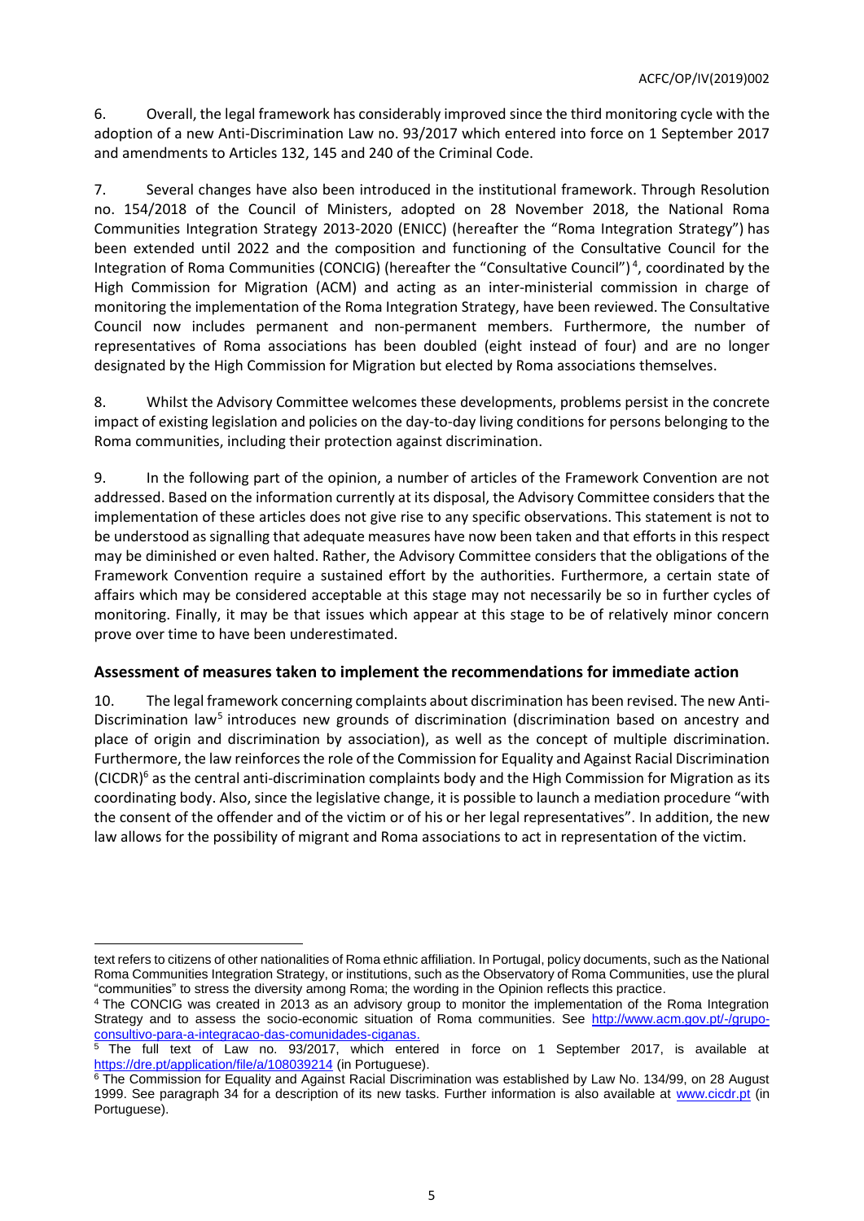6. Overall, the legal framework has considerably improved since the third monitoring cycle with the adoption of a new Anti-Discrimination Law no. 93/2017 which entered into force on 1 September 2017 and amendments to Articles 132, 145 and 240 of the Criminal Code.

7. Several changes have also been introduced in the institutional framework. Through Resolution no. 154/2018 of the Council of Ministers, adopted on 28 November 2018, the National Roma Communities Integration Strategy 2013-2020 (ENICC) (hereafter the "Roma Integration Strategy") has been extended until 2022 and the composition and functioning of the Consultative Council for the Integration of Roma Communities (CONCIG) (hereafter the "Consultative Council")[4], coordinated by the High Commission for Migration (ACM) and acting as an inter-ministerial commission in charge of monitoring the implementation of the Roma Integration Strategy, have been reviewed. The Consultative Council now includes permanent and non-permanent members. Furthermore, the number of representatives of Roma associations has been doubled (eight instead of four) and are no longer designated by the High Commission for Migration but elected by Roma associations themselves.

8. Whilst the Advisory Committee welcomes these developments, problems persist in the concrete impact of existing legislation and policies on the day-to-day living conditions for persons belonging to the Roma communities, including their protection against discrimination.

9. In the following part of the opinion, a number of articles of the Framework Convention are not addressed. Based on the information currently at its disposal, the Advisory Committee considers that the implementation of these articles does not give rise to any specific observations. This statement is not to be understood as signalling that adequate measures have now been taken and that efforts in this respect may be diminished or even halted. Rather, the Advisory Committee considers that the obligations of the Framework Convention require a sustained effort by the authorities. Furthermore, a certain state of affairs which may be considered acceptable at this stage may not necessarily be so in further cycles of monitoring. Finally, it may be that issues which appear at this stage to be of relatively minor concern prove over time to have been underestimated.

### Assessment of measures taken to implement the recommendations for immediate action

10. The legal framework concerning complaints about discrimination has been revised. The new Anti-Discrimination law[5] introduces new grounds of discrimination (discrimination based on ancestry and place of origin and discrimination by association), as well as the concept of multiple discrimination. Furthermore, the law reinforces the role of the Commission for Equality and Against Racial Discrimination (CICDR)[6] as the central anti-discrimination complaints body and the High Commission for Migration as its coordinating body. Also, since the legislative change, it is possible to launch a mediation procedure "with the consent of the offender and of the victim or of his or her legal representatives". In addition, the new law allows for the possibility of migrant and Roma associations to act in representation of the victim.

---

text refers to citizens of other nationalities of Roma ethnic affiliation. In Portugal, policy documents, such as the National Roma Communities Integration Strategy, or institutions, such as the Observatory of Roma Communities, use the plural "communities" to stress the diversity among Roma; the wording in the Opinion reflects this practice.

[4] The CONCIG was created in 2013 as an advisory group to monitor the implementation of the Roma Integration Strategy and to assess the socio-economic situation of Roma communities. See http://www.acm.gov.pt/-/grupo-consultivo-para-a-integracao-das-comunidades-ciganas.

[5] The full text of Law no. 93/2017, which entered in force on 1 September 2017, is available at https://dre.pt/application/file/a/108039214 (in Portuguese).

[6] The Commission for Equality and Against Racial Discrimination was established by Law No. 134/99, on 28 August 1999. See paragraph 34 for a description of its new tasks. Further information is also available at www.cicdr.pt (in Portuguese).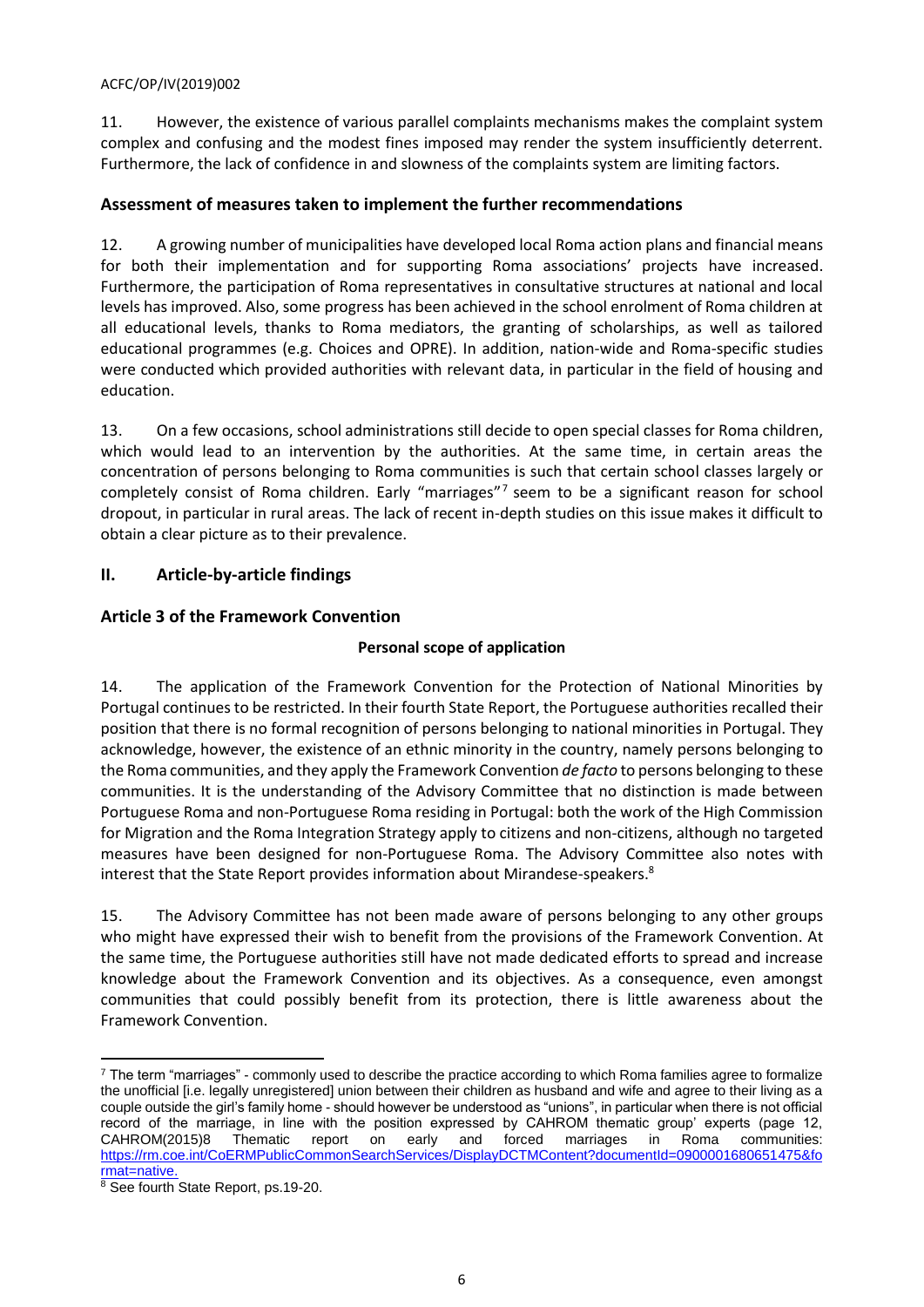11. However, the existence of various parallel complaints mechanisms makes the complaint system complex and confusing and the modest fines imposed may render the system insufficiently deterrent. Furthermore, the lack of confidence in and slowness of the complaints system are limiting factors.

### Assessment of measures taken to implement the further recommendations

12. A growing number of municipalities have developed local Roma action plans and financial means for both their implementation and for supporting Roma associations' projects have increased. Furthermore, the participation of Roma representatives in consultative structures at national and local levels has improved. Also, some progress has been achieved in the school enrolment of Roma children at all educational levels, thanks to Roma mediators, the granting of scholarships, as well as tailored educational programmes (e.g. Choices and OPRE). In addition, nation-wide and Roma-specific studies were conducted which provided authorities with relevant data, in particular in the field of housing and education.

13. On a few occasions, school administrations still decide to open special classes for Roma children, which would lead to an intervention by the authorities. At the same time, in certain areas the concentration of persons belonging to Roma communities is such that certain school classes largely or completely consist of Roma children. Early "marriages"[7] seem to be a significant reason for school dropout, in particular in rural areas. The lack of recent in-depth studies on this issue makes it difficult to obtain a clear picture as to their prevalence.

## II. Article-by-article findings

### Article 3 of the Framework Convention

**Personal scope of application**

14. The application of the Framework Convention for the Protection of National Minorities by Portugal continues to be restricted. In their fourth State Report, the Portuguese authorities recalled their position that there is no formal recognition of persons belonging to national minorities in Portugal. They acknowledge, however, the existence of an ethnic minority in the country, namely persons belonging to the Roma communities, and they apply the Framework Convention *de facto* to persons belonging to these communities. It is the understanding of the Advisory Committee that no distinction is made between Portuguese Roma and non-Portuguese Roma residing in Portugal: both the work of the High Commission for Migration and the Roma Integration Strategy apply to citizens and non-citizens, although no targeted measures have been designed for non-Portuguese Roma. The Advisory Committee also notes with interest that the State Report provides information about Mirandese-speakers.[8]

15. The Advisory Committee has not been made aware of persons belonging to any other groups who might have expressed their wish to benefit from the provisions of the Framework Convention. At the same time, the Portuguese authorities still have not made dedicated efforts to spread and increase knowledge about the Framework Convention and its objectives. As a consequence, even amongst communities that could possibly benefit from its protection, there is little awareness about the Framework Convention.

---

[7] The term "marriages" - commonly used to describe the practice according to which Roma families agree to formalize the unofficial [i.e. legally unregistered] union between their children as husband and wife and agree to their living as a couple outside the girl's family home - should however be understood as "unions", in particular when there is not official record of the marriage, in line with the position expressed by CAHROM thematic group' experts (page 12, CAHROM(2015)8 Thematic report on early and forced marriages in Roma communities: https://rm.coe.int/CoERMPublicCommonSearchServices/DisplayDCTMContent?documentId=0900001680651475&format=native.

[8] See fourth State Report, ps.19-20.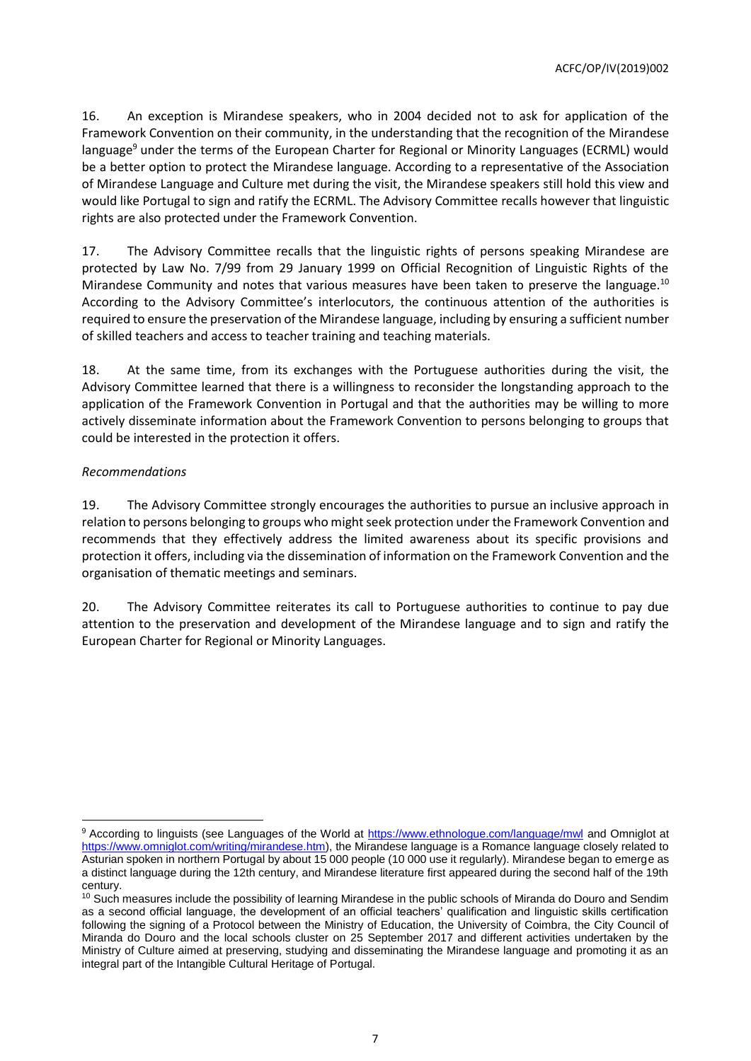16. An exception is Mirandese speakers, who in 2004 decided not to ask for application of the Framework Convention on their community, in the understanding that the recognition of the Mirandese language[9] under the terms of the European Charter for Regional or Minority Languages (ECRML) would be a better option to protect the Mirandese language. According to a representative of the Association of Mirandese Language and Culture met during the visit, the Mirandese speakers still hold this view and would like Portugal to sign and ratify the ECRML. The Advisory Committee recalls however that linguistic rights are also protected under the Framework Convention.

17. The Advisory Committee recalls that the linguistic rights of persons speaking Mirandese are protected by Law No. 7/99 from 29 January 1999 on Official Recognition of Linguistic Rights of the Mirandese Community and notes that various measures have been taken to preserve the language.[10] According to the Advisory Committee's interlocutors, the continuous attention of the authorities is required to ensure the preservation of the Mirandese language, including by ensuring a sufficient number of skilled teachers and access to teacher training and teaching materials.

18. At the same time, from its exchanges with the Portuguese authorities during the visit, the Advisory Committee learned that there is a willingness to reconsider the longstanding approach to the application of the Framework Convention in Portugal and that the authorities may be willing to more actively disseminate information about the Framework Convention to persons belonging to groups that could be interested in the protection it offers.

*Recommendations*

19. The Advisory Committee strongly encourages the authorities to pursue an inclusive approach in relation to persons belonging to groups who might seek protection under the Framework Convention and recommends that they effectively address the limited awareness about its specific provisions and protection it offers, including via the dissemination of information on the Framework Convention and the organisation of thematic meetings and seminars.

20. The Advisory Committee reiterates its call to Portuguese authorities to continue to pay due attention to the preservation and development of the Mirandese language and to sign and ratify the European Charter for Regional or Minority Languages.

---

[9] According to linguists (see Languages of the World at https://www.ethnologue.com/language/mwl and Omniglot at https://www.omniglot.com/writing/mirandese.htm), the Mirandese language is a Romance language closely related to Asturian spoken in northern Portugal by about 15 000 people (10 000 use it regularly). Mirandese began to emerge as a distinct language during the 12th century, and Mirandese literature first appeared during the second half of the 19th century.

[10] Such measures include the possibility of learning Mirandese in the public schools of Miranda do Douro and Sendim as a second official language, the development of an official teachers' qualification and linguistic skills certification following the signing of a Protocol between the Ministry of Education, the University of Coimbra, the City Council of Miranda do Douro and the local schools cluster on 25 September 2017 and different activities undertaken by the Ministry of Culture aimed at preserving, studying and disseminating the Mirandese language and promoting it as an integral part of the Intangible Cultural Heritage of Portugal.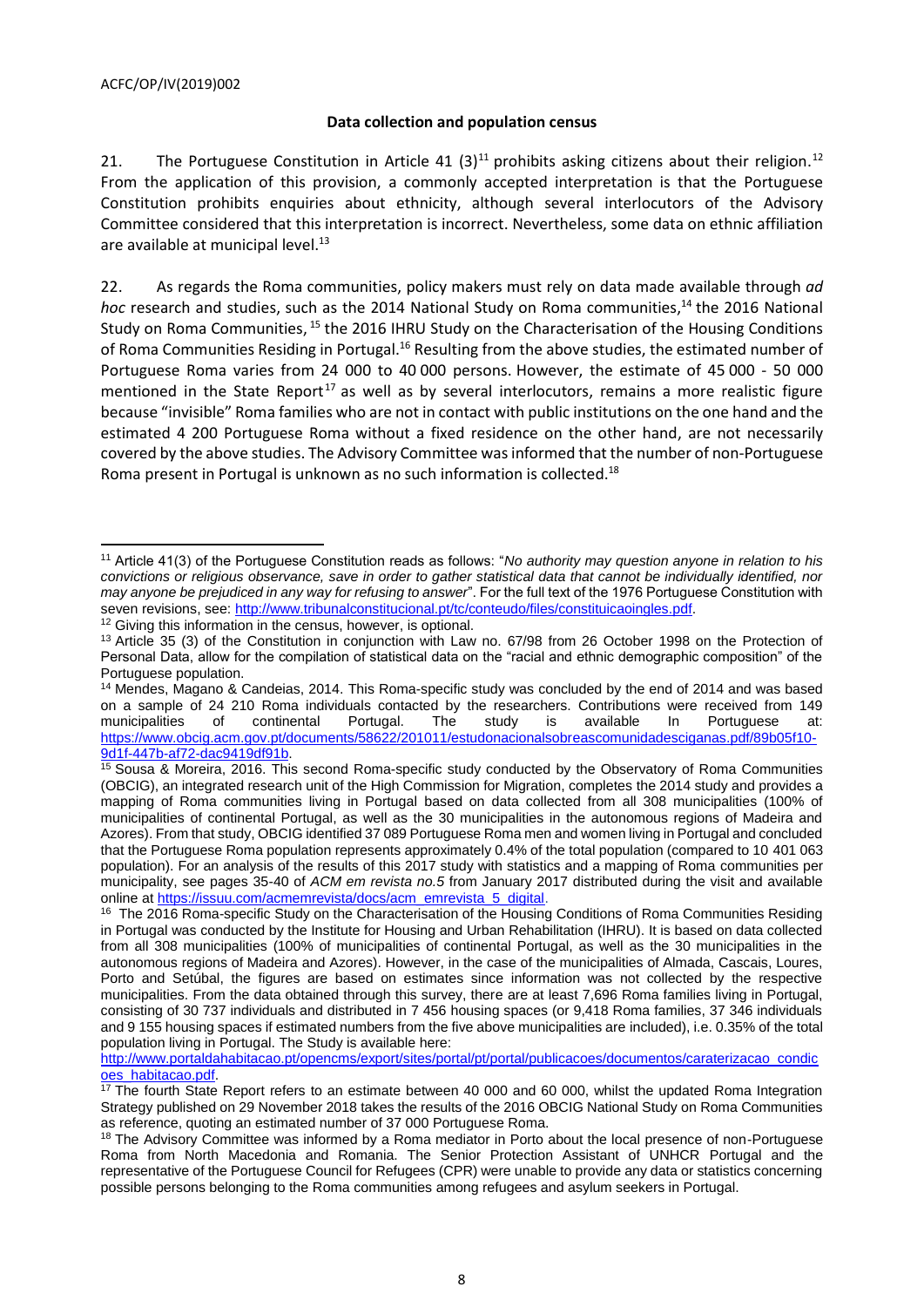### Data collection and population census

21. The Portuguese Constitution in Article 41 (3)[11] prohibits asking citizens about their religion.[12] From the application of this provision, a commonly accepted interpretation is that the Portuguese Constitution prohibits enquiries about ethnicity, although several interlocutors of the Advisory Committee considered that this interpretation is incorrect. Nevertheless, some data on ethnic affiliation are available at municipal level.[13]

22. As regards the Roma communities, policy makers must rely on data made available through *ad hoc* research and studies, such as the 2014 National Study on Roma communities,[14] the 2016 National Study on Roma Communities,[15] the 2016 IHRU Study on the Characterisation of the Housing Conditions of Roma Communities Residing in Portugal.[16] Resulting from the above studies, the estimated number of Portuguese Roma varies from 24 000 to 40 000 persons. However, the estimate of 45 000 - 50 000 mentioned in the State Report[17] as well as by several interlocutors, remains a more realistic figure because "invisible" Roma families who are not in contact with public institutions on the one hand and the estimated 4 200 Portuguese Roma without a fixed residence on the other hand, are not necessarily covered by the above studies. The Advisory Committee was informed that the number of non-Portuguese Roma present in Portugal is unknown as no such information is collected.[18]

---

[11] Article 41(3) of the Portuguese Constitution reads as follows: "*No authority may question anyone in relation to his convictions or religious observance, save in order to gather statistical data that cannot be individually identified, nor may anyone be prejudiced in any way for refusing to answer*". For the full text of the 1976 Portuguese Constitution with seven revisions, see: http://www.tribunalconstitucional.pt/tc/conteudo/files/constituicaoingles.pdf.

[12] Giving this information in the census, however, is optional.

[13] Article 35 (3) of the Constitution in conjunction with Law no. 67/98 from 26 October 1998 on the Protection of Personal Data, allow for the compilation of statistical data on the "racial and ethnic demographic composition" of the Portuguese population.

[14] Mendes, Magano & Candeias, 2014. This Roma-specific study was concluded by the end of 2014 and was based on a sample of 24 210 Roma individuals contacted by the researchers. Contributions were received from 149 municipalities of continental Portugal. The study is available In Portuguese at: https://www.obcig.acm.gov.pt/documents/58622/201011/estudonacionalsobreascomunidadesciganas.pdf/89b05f10-9d1f-447b-af72-dac9419df91b.

[15] Sousa & Moreira, 2016. This second Roma-specific study conducted by the Observatory of Roma Communities (OBCIG), an integrated research unit of the High Commission for Migration, completes the 2014 study and provides a mapping of Roma communities living in Portugal based on data collected from all 308 municipalities (100% of municipalities of continental Portugal, as well as the 30 municipalities in the autonomous regions of Madeira and Azores). From that study, OBCIG identified 37 089 Portuguese Roma men and women living in Portugal and concluded that the Portuguese Roma population represents approximately 0.4% of the total population (compared to 10 401 063 population). For an analysis of the results of this 2017 study with statistics and a mapping of Roma communities per municipality, see pages 35-40 of *ACM em revista no.5* from January 2017 distributed during the visit and available online at https://issuu.com/acmemrevista/docs/acm_emrevista_5_digital.

[16] The 2016 Roma-specific Study on the Characterisation of the Housing Conditions of Roma Communities Residing in Portugal was conducted by the Institute for Housing and Urban Rehabilitation (IHRU). It is based on data collected from all 308 municipalities (100% of municipalities of continental Portugal, as well as the 30 municipalities in the autonomous regions of Madeira and Azores). However, in the case of the municipalities of Almada, Cascais, Loures, Porto and Setúbal, the figures are based on estimates since information was not collected by the respective municipalities. From the data obtained through this survey, there are at least 7,696 Roma families living in Portugal, consisting of 30 737 individuals and distributed in 7 456 housing spaces (or 9,418 Roma families, 37 346 individuals and 9 155 housing spaces if estimated numbers from the five above municipalities are included), i.e. 0.35% of the total population living in Portugal. The Study is available here: http://www.portaldahabitacao.pt/opencms/export/sites/portal/pt/portal/publicacoes/documentos/caraterizacao_condicoes_habitacao.pdf.

[17] The fourth State Report refers to an estimate between 40 000 and 60 000, whilst the updated Roma Integration Strategy published on 29 November 2018 takes the results of the 2016 OBCIG National Study on Roma Communities as reference, quoting an estimated number of 37 000 Portuguese Roma.

[18] The Advisory Committee was informed by a Roma mediator in Porto about the local presence of non-Portuguese Roma from North Macedonia and Romania. The Senior Protection Assistant of UNHCR Portugal and the representative of the Portuguese Council for Refugees (CPR) were unable to provide any data or statistics concerning possible persons belonging to the Roma communities among refugees and asylum seekers in Portugal.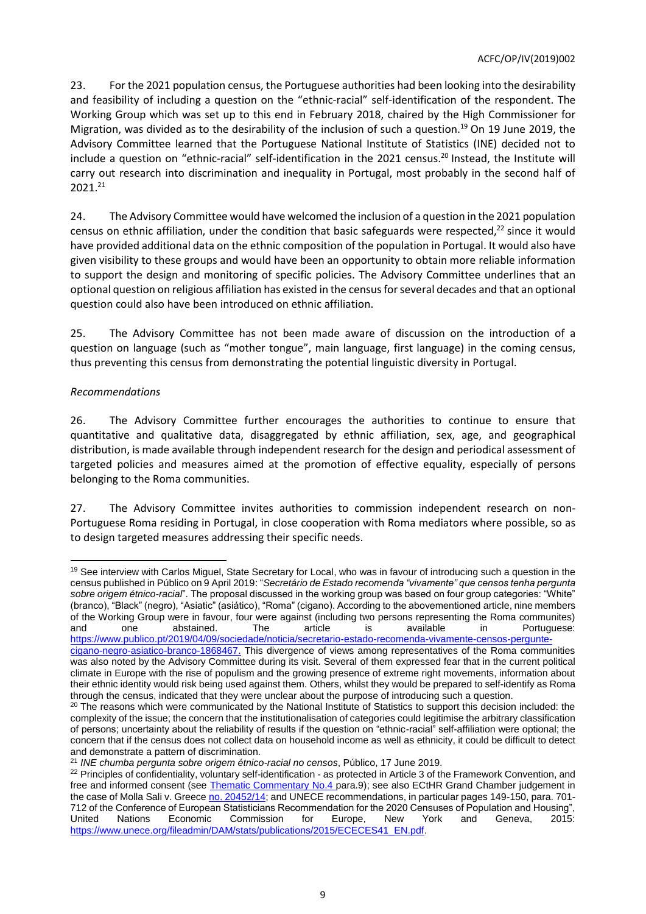23. For the 2021 population census, the Portuguese authorities had been looking into the desirability and feasibility of including a question on the "ethnic-racial" self-identification of the respondent. The Working Group which was set up to this end in February 2018, chaired by the High Commissioner for Migration, was divided as to the desirability of the inclusion of such a question.[19] On 19 June 2019, the Advisory Committee learned that the Portuguese National Institute of Statistics (INE) decided not to include a question on "ethnic-racial" self-identification in the 2021 census.[20] Instead, the Institute will carry out research into discrimination and inequality in Portugal, most probably in the second half of 2021.[21]

24. The Advisory Committee would have welcomed the inclusion of a question in the 2021 population census on ethnic affiliation, under the condition that basic safeguards were respected,[22] since it would have provided additional data on the ethnic composition of the population in Portugal. It would also have given visibility to these groups and would have been an opportunity to obtain more reliable information to support the design and monitoring of specific policies. The Advisory Committee underlines that an optional question on religious affiliation has existed in the census for several decades and that an optional question could also have been introduced on ethnic affiliation.

25. The Advisory Committee has not been made aware of discussion on the introduction of a question on language (such as "mother tongue", main language, first language) in the coming census, thus preventing this census from demonstrating the potential linguistic diversity in Portugal.

*Recommendations*

26. The Advisory Committee further encourages the authorities to continue to ensure that quantitative and qualitative data, disaggregated by ethnic affiliation, sex, age, and geographical distribution, is made available through independent research for the design and periodical assessment of targeted policies and measures aimed at the promotion of effective equality, especially of persons belonging to the Roma communities.

27. The Advisory Committee invites authorities to commission independent research on non-Portuguese Roma residing in Portugal, in close cooperation with Roma mediators where possible, so as to design targeted measures addressing their specific needs.

---

[19] See interview with Carlos Miguel, State Secretary for Local, who was in favour of introducing such a question in the census published in Público on 9 April 2019: "*Secretário de Estado recomenda "vivamente" que censos tenha pergunta sobre origem étnico-racial*". The proposal discussed in the working group was based on four group categories: "White" (branco), "Black" (negro), "Asiatic" (asiático), "Roma" (cigano). According to the abovementioned article, nine members of the Working Group were in favour, four were against (including two persons representing the Roma communites) and one abstained. The article is available in Portuguese: https://www.publico.pt/2019/04/09/sociedade/noticia/secretario-estado-recomenda-vivamente-censos-pergunte-cigano-negro-asiatico-branco-1868467. This divergence of views among representatives of the Roma communities was also noted by the Advisory Committee during its visit. Several of them expressed fear that in the current political climate in Europe with the rise of populism and the growing presence of extreme right movements, information about their ethnic identity would risk being used against them. Others, whilst they would be prepared to self-identify as Roma through the census, indicated that they were unclear about the purpose of introducing such a question.

[20] The reasons which were communicated by the National Institute of Statistics to support this decision included: the complexity of the issue; the concern that the institutionalisation of categories could legitimise the arbitrary classification of persons; uncertainty about the reliability of results if the question on "ethnic-racial" self-affiliation were optional; the concern that if the census does not collect data on household income as well as ethnicity, it could be difficult to detect and demonstrate a pattern of discrimination.

[21] *INE chumba pergunta sobre origem étnico-racial no censos*, Público, 17 June 2019.

[22] Principles of confidentiality, voluntary self-identification - as protected in Article 3 of the Framework Convention, and free and informed consent (see Thematic Commentary No.4 para.9); see also ECtHR Grand Chamber judgement in the case of Molla Sali v. Greece no. 20452/14; and UNECE recommendations, in particular pages 149-150, para. 701-712 of the Conference of European Statisticians Recommendation for the 2020 Censuses of Population and Housing", United Nations Economic Commission for Europe, New York and Geneva, 2015: https://www.unece.org/fileadmin/DAM/stats/publications/2015/ECECES41_EN.pdf.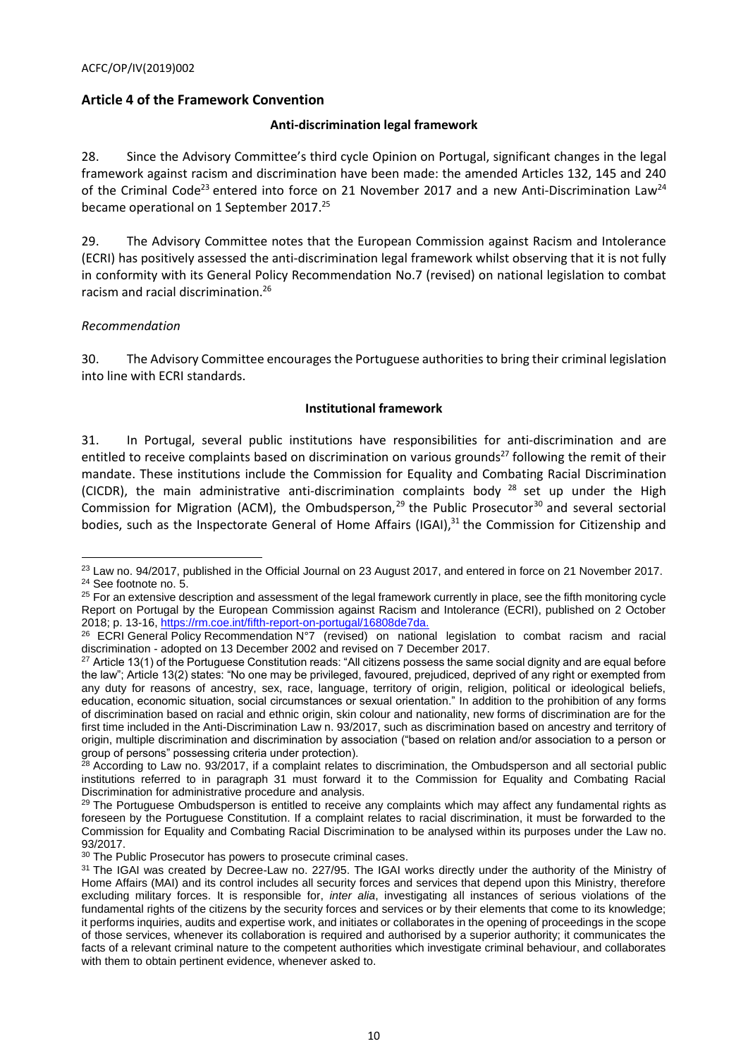## Article 4 of the Framework Convention

### Anti-discrimination legal framework

28. Since the Advisory Committee's third cycle Opinion on Portugal, significant changes in the legal framework against racism and discrimination have been made: the amended Articles 132, 145 and 240 of the Criminal Code[23] entered into force on 21 November 2017 and a new Anti-Discrimination Law[24] became operational on 1 September 2017.[25]

29. The Advisory Committee notes that the European Commission against Racism and Intolerance (ECRI) has positively assessed the anti-discrimination legal framework whilst observing that it is not fully in conformity with its General Policy Recommendation No.7 (revised) on national legislation to combat racism and racial discrimination.[26]

*Recommendation*

30. The Advisory Committee encourages the Portuguese authorities to bring their criminal legislation into line with ECRI standards.

### Institutional framework

31. In Portugal, several public institutions have responsibilities for anti-discrimination and are entitled to receive complaints based on discrimination on various grounds[27] following the remit of their mandate. These institutions include the Commission for Equality and Combating Racial Discrimination (CICDR), the main administrative anti-discrimination complaints body [28] set up under the High Commission for Migration (ACM), the Ombudsperson,[29] the Public Prosecutor[30] and several sectorial bodies, such as the Inspectorate General of Home Affairs (IGAI),[31] the Commission for Citizenship and

---

[23] Law no. 94/2017, published in the Official Journal on 23 August 2017, and entered in force on 21 November 2017.

[24] See footnote no. 5.

[25] For an extensive description and assessment of the legal framework currently in place, see the fifth monitoring cycle Report on Portugal by the European Commission against Racism and Intolerance (ECRI), published on 2 October 2018; p. 13-16, https://rm.coe.int/fifth-report-on-portugal/16808de7da.

[26] ECRI General Policy Recommendation N°7 (revised) on national legislation to combat racism and racial discrimination - adopted on 13 December 2002 and revised on 7 December 2017.

[27] Article 13(1) of the Portuguese Constitution reads: "All citizens possess the same social dignity and are equal before the law"; Article 13(2) states: "No one may be privileged, favoured, prejudiced, deprived of any right or exempted from any duty for reasons of ancestry, sex, race, language, territory of origin, religion, political or ideological beliefs, education, economic situation, social circumstances or sexual orientation." In addition to the prohibition of any forms of discrimination based on racial and ethnic origin, skin colour and nationality, new forms of discrimination are for the first time included in the Anti-Discrimination Law n. 93/2017, such as discrimination based on ancestry and territory of origin, multiple discrimination and discrimination by association ("based on relation and/or association to a person or group of persons" possessing criteria under protection).

[28] According to Law no. 93/2017, if a complaint relates to discrimination, the Ombudsperson and all sectorial public institutions referred to in paragraph 31 must forward it to the Commission for Equality and Combating Racial Discrimination for administrative procedure and analysis.

[29] The Portuguese Ombudsperson is entitled to receive any complaints which may affect any fundamental rights as foreseen by the Portuguese Constitution. If a complaint relates to racial discrimination, it must be forwarded to the Commission for Equality and Combating Racial Discrimination to be analysed within its purposes under the Law no. 93/2017.

[30] The Public Prosecutor has powers to prosecute criminal cases.

[31] The IGAI was created by Decree-Law no. 227/95. The IGAI works directly under the authority of the Ministry of Home Affairs (MAI) and its control includes all security forces and services that depend upon this Ministry, therefore excluding military forces. It is responsible for, *inter alia*, investigating all instances of serious violations of the fundamental rights of the citizens by the security forces and services or by their elements that come to its knowledge; it performs inquiries, audits and expertise work, and initiates or collaborates in the opening of proceedings in the scope of those services, whenever its collaboration is required and authorised by a superior authority; it communicates the facts of a relevant criminal nature to the competent authorities which investigate criminal behaviour, and collaborates with them to obtain pertinent evidence, whenever asked to.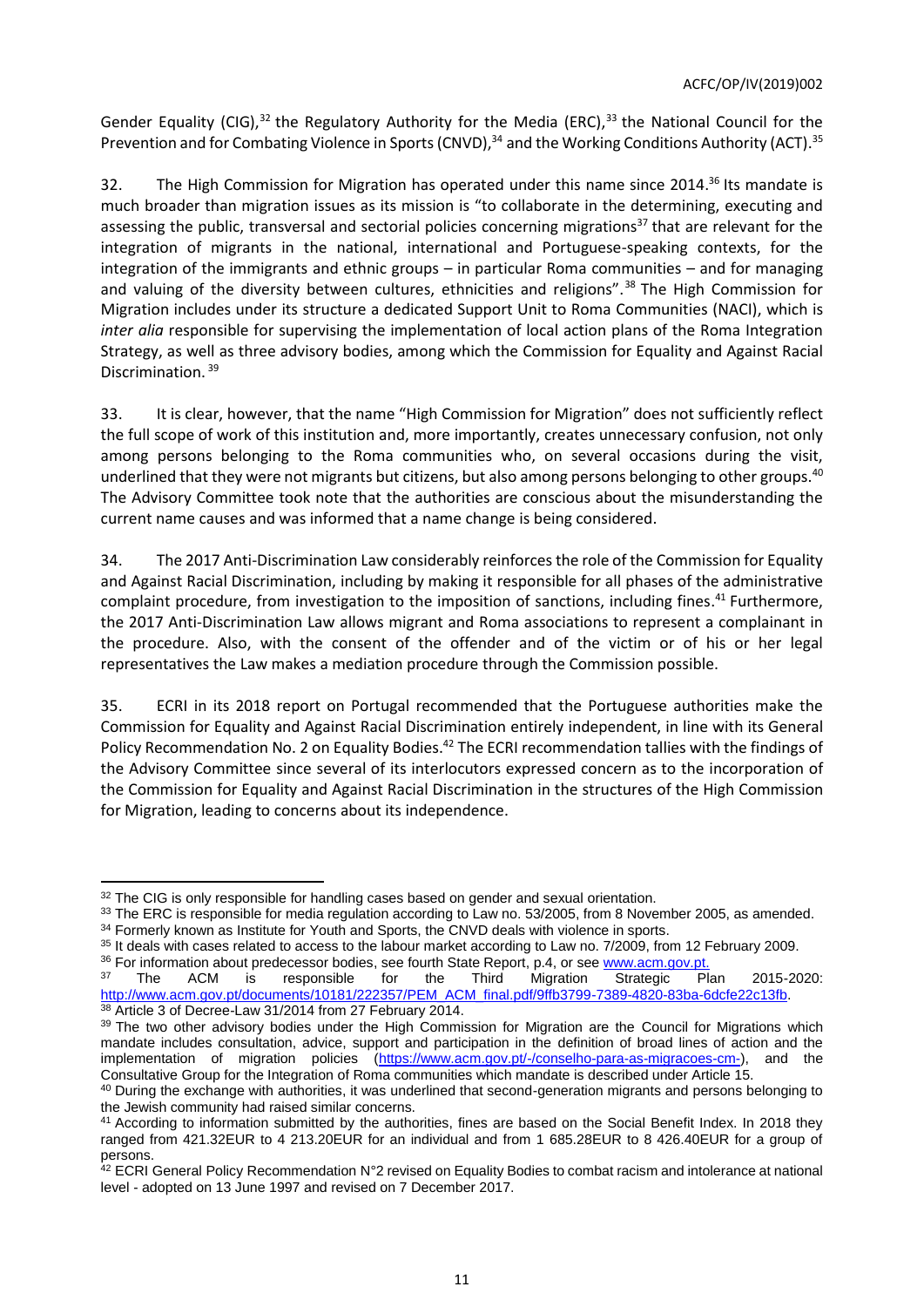Gender Equality (CIG),[32] the Regulatory Authority for the Media (ERC),[33] the National Council for the Prevention and for Combating Violence in Sports (CNVD),[34] and the Working Conditions Authority (ACT).[35]

32. The High Commission for Migration has operated under this name since 2014.[36] Its mandate is much broader than migration issues as its mission is "to collaborate in the determining, executing and assessing the public, transversal and sectorial policies concerning migrations[37] that are relevant for the integration of migrants in the national, international and Portuguese-speaking contexts, for the integration of the immigrants and ethnic groups – in particular Roma communities – and for managing and valuing of the diversity between cultures, ethnicities and religions".[38] The High Commission for Migration includes under its structure a dedicated Support Unit to Roma Communities (NACI), which is *inter alia* responsible for supervising the implementation of local action plans of the Roma Integration Strategy, as well as three advisory bodies, among which the Commission for Equality and Against Racial Discrimination.[39]

33. It is clear, however, that the name "High Commission for Migration" does not sufficiently reflect the full scope of work of this institution and, more importantly, creates unnecessary confusion, not only among persons belonging to the Roma communities who, on several occasions during the visit, underlined that they were not migrants but citizens, but also among persons belonging to other groups.[40] The Advisory Committee took note that the authorities are conscious about the misunderstanding the current name causes and was informed that a name change is being considered.

34. The 2017 Anti-Discrimination Law considerably reinforces the role of the Commission for Equality and Against Racial Discrimination, including by making it responsible for all phases of the administrative complaint procedure, from investigation to the imposition of sanctions, including fines.[41] Furthermore, the 2017 Anti-Discrimination Law allows migrant and Roma associations to represent a complainant in the procedure. Also, with the consent of the offender and of the victim or of his or her legal representatives the Law makes a mediation procedure through the Commission possible.

35. ECRI in its 2018 report on Portugal recommended that the Portuguese authorities make the Commission for Equality and Against Racial Discrimination entirely independent, in line with its General Policy Recommendation No. 2 on Equality Bodies.[42] The ECRI recommendation tallies with the findings of the Advisory Committee since several of its interlocutors expressed concern as to the incorporation of the Commission for Equality and Against Racial Discrimination in the structures of the High Commission for Migration, leading to concerns about its independence.

---

[32] The CIG is only responsible for handling cases based on gender and sexual orientation.

[33] The ERC is responsible for media regulation according to Law no. 53/2005, from 8 November 2005, as amended.

[34] Formerly known as Institute for Youth and Sports, the CNVD deals with violence in sports.

[35] It deals with cases related to access to the labour market according to Law no. 7/2009, from 12 February 2009.

[36] For information about predecessor bodies, see fourth State Report, p.4, or see www.acm.gov.pt.

[37] The ACM is responsible for the Third Migration Strategic Plan 2015-2020: http://www.acm.gov.pt/documents/10181/222357/PEM_ACM_final.pdf/9ffb3799-7389-4820-83ba-6dcfe22c13fb.

[38] Article 3 of Decree-Law 31/2014 from 27 February 2014.

[39] The two other advisory bodies under the High Commission for Migration are the Council for Migrations which mandate includes consultation, advice, support and participation in the definition of broad lines of action and the implementation of migration policies (https://www.acm.gov.pt/-/conselho-para-as-migracoes-cm-), and the Consultative Group for the Integration of Roma communities which mandate is described under Article 15.

[40] During the exchange with authorities, it was underlined that second-generation migrants and persons belonging to the Jewish community had raised similar concerns.

[41] According to information submitted by the authorities, fines are based on the Social Benefit Index. In 2018 they ranged from 421.32EUR to 4 213.20EUR for an individual and from 1 685.28EUR to 8 426.40EUR for a group of persons.

[42] ECRI General Policy Recommendation N°2 revised on Equality Bodies to combat racism and intolerance at national level - adopted on 13 June 1997 and revised on 7 December 2017.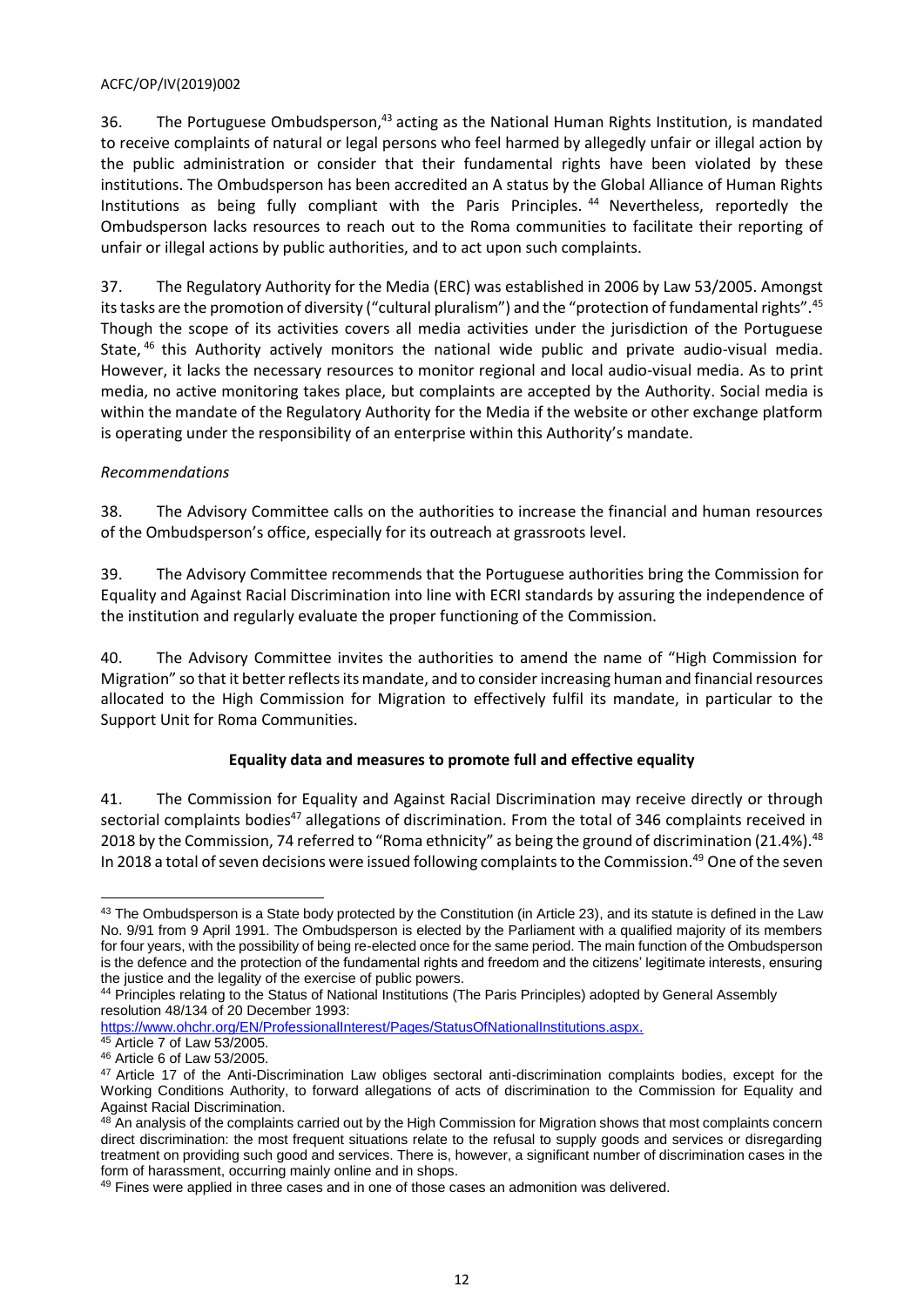36. The Portuguese Ombudsperson,[43] acting as the National Human Rights Institution, is mandated to receive complaints of natural or legal persons who feel harmed by allegedly unfair or illegal action by the public administration or consider that their fundamental rights have been violated by these institutions. The Ombudsperson has been accredited an A status by the Global Alliance of Human Rights Institutions as being fully compliant with the Paris Principles.[44] Nevertheless, reportedly the Ombudsperson lacks resources to reach out to the Roma communities to facilitate their reporting of unfair or illegal actions by public authorities, and to act upon such complaints.

37. The Regulatory Authority for the Media (ERC) was established in 2006 by Law 53/2005. Amongst its tasks are the promotion of diversity ("cultural pluralism") and the "protection of fundamental rights".[45] Though the scope of its activities covers all media activities under the jurisdiction of the Portuguese State,[46] this Authority actively monitors the national wide public and private audio-visual media. However, it lacks the necessary resources to monitor regional and local audio-visual media. As to print media, no active monitoring takes place, but complaints are accepted by the Authority. Social media is within the mandate of the Regulatory Authority for the Media if the website or other exchange platform is operating under the responsibility of an enterprise within this Authority's mandate.

*Recommendations*

38. The Advisory Committee calls on the authorities to increase the financial and human resources of the Ombudsperson's office, especially for its outreach at grassroots level.

39. The Advisory Committee recommends that the Portuguese authorities bring the Commission for Equality and Against Racial Discrimination into line with ECRI standards by assuring the independence of the institution and regularly evaluate the proper functioning of the Commission.

40. The Advisory Committee invites the authorities to amend the name of "High Commission for Migration" so that it better reflects its mandate, and to consider increasing human and financial resources allocated to the High Commission for Migration to effectively fulfil its mandate, in particular to the Support Unit for Roma Communities.

**Equality data and measures to promote full and effective equality**

41. The Commission for Equality and Against Racial Discrimination may receive directly or through sectorial complaints bodies[47] allegations of discrimination. From the total of 346 complaints received in 2018 by the Commission, 74 referred to "Roma ethnicity" as being the ground of discrimination (21.4%).[48] In 2018 a total of seven decisions were issued following complaints to the Commission.[49] One of the seven

---

[43] The Ombudsperson is a State body protected by the Constitution (in Article 23), and its statute is defined in the Law No. 9/91 from 9 April 1991. The Ombudsperson is elected by the Parliament with a qualified majority of its members for four years, with the possibility of being re-elected once for the same period. The main function of the Ombudsperson is the defence and the protection of the fundamental rights and freedom and the citizens' legitimate interests, ensuring the justice and the legality of the exercise of public powers.

[44] Principles relating to the Status of National Institutions (The Paris Principles) adopted by General Assembly resolution 48/134 of 20 December 1993: https://www.ohchr.org/EN/ProfessionalInterest/Pages/StatusOfNationalInstitutions.aspx.

[45] Article 7 of Law 53/2005.

[46] Article 6 of Law 53/2005.

[47] Article 17 of the Anti-Discrimination Law obliges sectoral anti-discrimination complaints bodies, except for the Working Conditions Authority, to forward allegations of acts of discrimination to the Commission for Equality and Against Racial Discrimination.

[48] An analysis of the complaints carried out by the High Commission for Migration shows that most complaints concern direct discrimination: the most frequent situations relate to the refusal to supply goods and services or disregarding treatment on providing such good and services. There is, however, a significant number of discrimination cases in the form of harassment, occurring mainly online and in shops.

[49] Fines were applied in three cases and in one of those cases an admonition was delivered.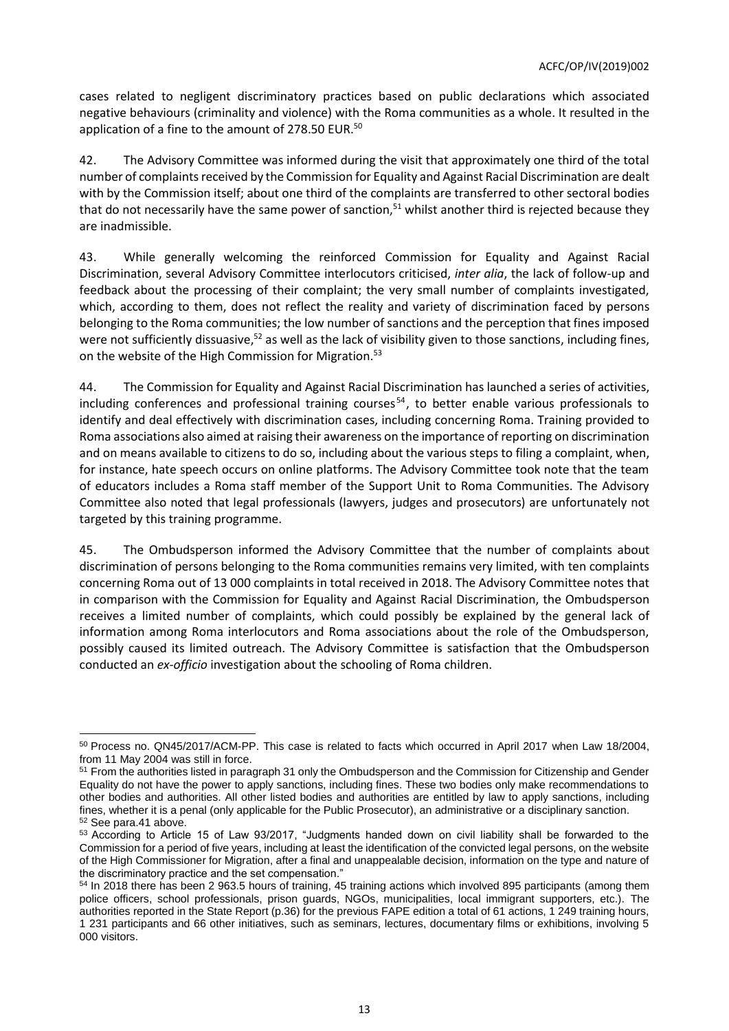cases related to negligent discriminatory practices based on public declarations which associated negative behaviours (criminality and violence) with the Roma communities as a whole. It resulted in the application of a fine to the amount of 278.50 EUR.[50]

42. The Advisory Committee was informed during the visit that approximately one third of the total number of complaints received by the Commission for Equality and Against Racial Discrimination are dealt with by the Commission itself; about one third of the complaints are transferred to other sectoral bodies that do not necessarily have the same power of sanction,[51] whilst another third is rejected because they are inadmissible.

43. While generally welcoming the reinforced Commission for Equality and Against Racial Discrimination, several Advisory Committee interlocutors criticised, *inter alia*, the lack of follow-up and feedback about the processing of their complaint; the very small number of complaints investigated, which, according to them, does not reflect the reality and variety of discrimination faced by persons belonging to the Roma communities; the low number of sanctions and the perception that fines imposed were not sufficiently dissuasive,[52] as well as the lack of visibility given to those sanctions, including fines, on the website of the High Commission for Migration.[53]

44. The Commission for Equality and Against Racial Discrimination has launched a series of activities, including conferences and professional training courses[54], to better enable various professionals to identify and deal effectively with discrimination cases, including concerning Roma. Training provided to Roma associations also aimed at raising their awareness on the importance of reporting on discrimination and on means available to citizens to do so, including about the various steps to filing a complaint, when, for instance, hate speech occurs on online platforms. The Advisory Committee took note that the team of educators includes a Roma staff member of the Support Unit to Roma Communities. The Advisory Committee also noted that legal professionals (lawyers, judges and prosecutors) are unfortunately not targeted by this training programme.

45. The Ombudsperson informed the Advisory Committee that the number of complaints about discrimination of persons belonging to the Roma communities remains very limited, with ten complaints concerning Roma out of 13 000 complaints in total received in 2018. The Advisory Committee notes that in comparison with the Commission for Equality and Against Racial Discrimination, the Ombudsperson receives a limited number of complaints, which could possibly be explained by the general lack of information among Roma interlocutors and Roma associations about the role of the Ombudsperson, possibly caused its limited outreach. The Advisory Committee is satisfaction that the Ombudsperson conducted an *ex-officio* investigation about the schooling of Roma children.

---

[50] Process no. QN45/2017/ACM-PP. This case is related to facts which occurred in April 2017 when Law 18/2004, from 11 May 2004 was still in force.

[51] From the authorities listed in paragraph 31 only the Ombudsperson and the Commission for Citizenship and Gender Equality do not have the power to apply sanctions, including fines. These two bodies only make recommendations to other bodies and authorities. All other listed bodies and authorities are entitled by law to apply sanctions, including fines, whether it is a penal (only applicable for the Public Prosecutor), an administrative or a disciplinary sanction.

[52] See para.41 above.

[53] According to Article 15 of Law 93/2017, "Judgments handed down on civil liability shall be forwarded to the Commission for a period of five years, including at least the identification of the convicted legal persons, on the website of the High Commissioner for Migration, after a final and unappealable decision, information on the type and nature of the discriminatory practice and the set compensation."

[54] In 2018 there has been 2 963.5 hours of training, 45 training actions which involved 895 participants (among them police officers, school professionals, prison guards, NGOs, municipalities, local immigrant supporters, etc.). The authorities reported in the State Report (p.36) for the previous FAPE edition a total of 61 actions, 1 249 training hours, 1 231 participants and 66 other initiatives, such as seminars, lectures, documentary films or exhibitions, involving 5 000 visitors.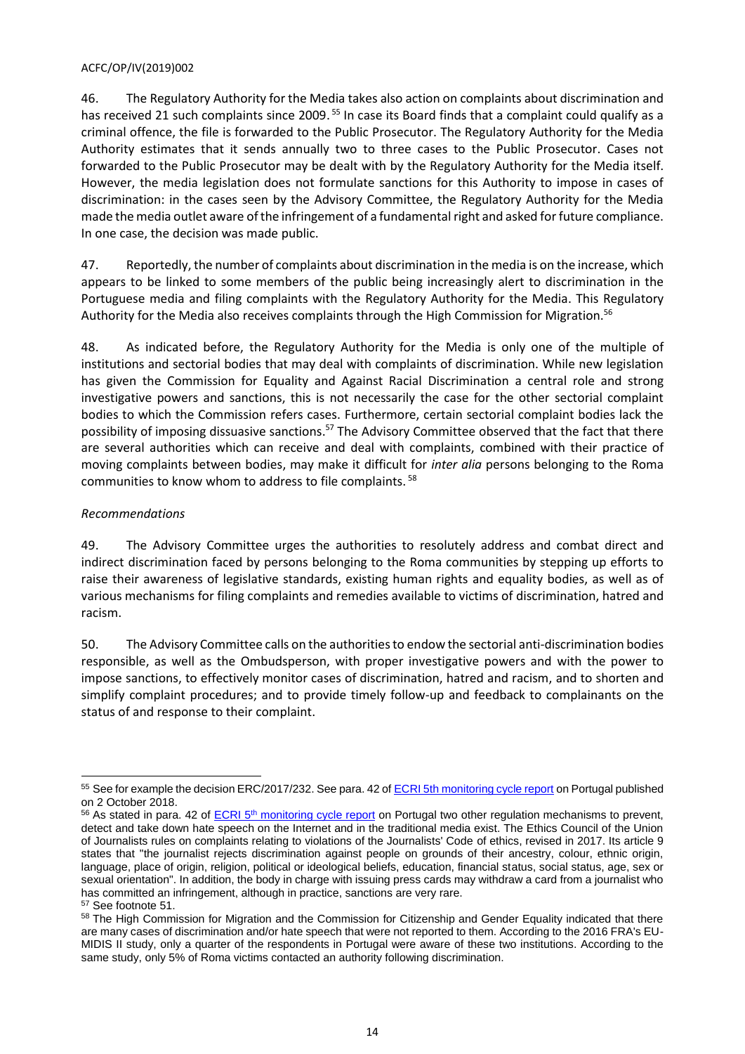46. The Regulatory Authority for the Media takes also action on complaints about discrimination and has received 21 such complaints since 2009.[55] In case its Board finds that a complaint could qualify as a criminal offence, the file is forwarded to the Public Prosecutor. The Regulatory Authority for the Media Authority estimates that it sends annually two to three cases to the Public Prosecutor. Cases not forwarded to the Public Prosecutor may be dealt with by the Regulatory Authority for the Media itself. However, the media legislation does not formulate sanctions for this Authority to impose in cases of discrimination: in the cases seen by the Advisory Committee, the Regulatory Authority for the Media made the media outlet aware of the infringement of a fundamental right and asked for future compliance. In one case, the decision was made public.

47. Reportedly, the number of complaints about discrimination in the media is on the increase, which appears to be linked to some members of the public being increasingly alert to discrimination in the Portuguese media and filing complaints with the Regulatory Authority for the Media. This Regulatory Authority for the Media also receives complaints through the High Commission for Migration.[56]

48. As indicated before, the Regulatory Authority for the Media is only one of the multiple of institutions and sectorial bodies that may deal with complaints of discrimination. While new legislation has given the Commission for Equality and Against Racial Discrimination a central role and strong investigative powers and sanctions, this is not necessarily the case for the other sectorial complaint bodies to which the Commission refers cases. Furthermore, certain sectorial complaint bodies lack the possibility of imposing dissuasive sanctions.[57] The Advisory Committee observed that the fact that there are several authorities which can receive and deal with complaints, combined with their practice of moving complaints between bodies, may make it difficult for *inter alia* persons belonging to the Roma communities to know whom to address to file complaints.[58]

*Recommendations*

49. The Advisory Committee urges the authorities to resolutely address and combat direct and indirect discrimination faced by persons belonging to the Roma communities by stepping up efforts to raise their awareness of legislative standards, existing human rights and equality bodies, as well as of various mechanisms for filing complaints and remedies available to victims of discrimination, hatred and racism.

50. The Advisory Committee calls on the authorities to endow the sectorial anti-discrimination bodies responsible, as well as the Ombudsperson, with proper investigative powers and with the power to impose sanctions, to effectively monitor cases of discrimination, hatred and racism, and to shorten and simplify complaint procedures; and to provide timely follow-up and feedback to complainants on the status of and response to their complaint.

---

[55] See for example the decision ERC/2017/232. See para. 42 of ECRI 5th monitoring cycle report on Portugal published on 2 October 2018.

[56] As stated in para. 42 of ECRI 5th monitoring cycle report on Portugal two other regulation mechanisms to prevent, detect and take down hate speech on the Internet and in the traditional media exist. The Ethics Council of the Union of Journalists rules on complaints relating to violations of the Journalists' Code of ethics, revised in 2017. Its article 9 states that "the journalist rejects discrimination against people on grounds of their ancestry, colour, ethnic origin, language, place of origin, religion, political or ideological beliefs, education, financial status, social status, age, sex or sexual orientation". In addition, the body in charge with issuing press cards may withdraw a card from a journalist who has committed an infringement, although in practice, sanctions are very rare.

[57] See footnote 51.

[58] The High Commission for Migration and the Commission for Citizenship and Gender Equality indicated that there are many cases of discrimination and/or hate speech that were not reported to them. According to the 2016 FRA's EU-MIDIS II study, only a quarter of the respondents in Portugal were aware of these two institutions. According to the same study, only 5% of Roma victims contacted an authority following discrimination.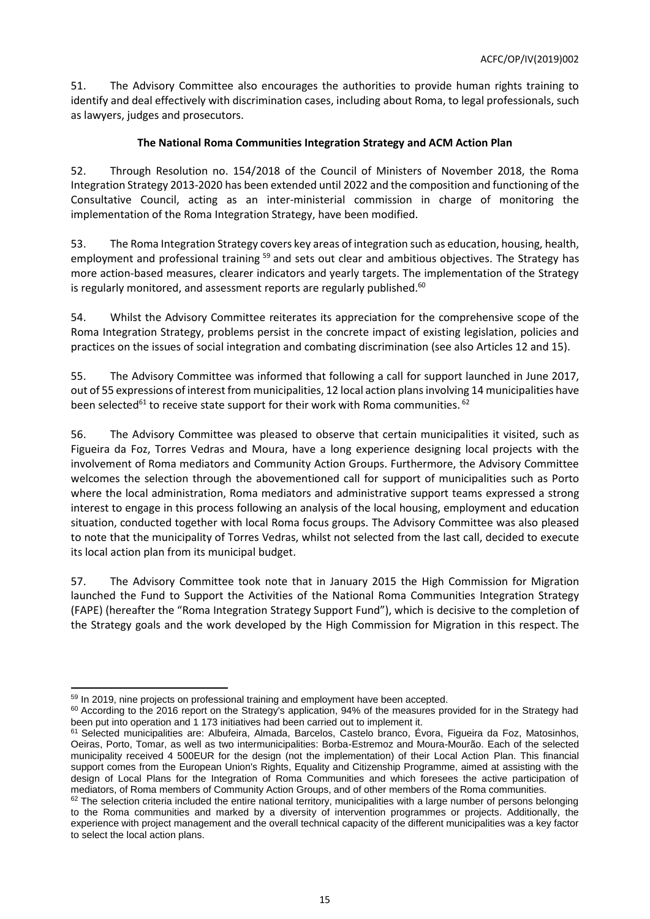51. The Advisory Committee also encourages the authorities to provide human rights training to identify and deal effectively with discrimination cases, including about Roma, to legal professionals, such as lawyers, judges and prosecutors.

**The National Roma Communities Integration Strategy and ACM Action Plan**

52. Through Resolution no. 154/2018 of the Council of Ministers of November 2018, the Roma Integration Strategy 2013-2020 has been extended until 2022 and the composition and functioning of the Consultative Council, acting as an inter-ministerial commission in charge of monitoring the implementation of the Roma Integration Strategy, have been modified.

53. The Roma Integration Strategy covers key areas of integration such as education, housing, health, employment and professional training [59] and sets out clear and ambitious objectives. The Strategy has more action-based measures, clearer indicators and yearly targets. The implementation of the Strategy is regularly monitored, and assessment reports are regularly published.[60]

54. Whilst the Advisory Committee reiterates its appreciation for the comprehensive scope of the Roma Integration Strategy, problems persist in the concrete impact of existing legislation, policies and practices on the issues of social integration and combating discrimination (see also Articles 12 and 15).

55. The Advisory Committee was informed that following a call for support launched in June 2017, out of 55 expressions of interest from municipalities, 12 local action plans involving 14 municipalities have been selected[61] to receive state support for their work with Roma communities. [62]

56. The Advisory Committee was pleased to observe that certain municipalities it visited, such as Figueira da Foz, Torres Vedras and Moura, have a long experience designing local projects with the involvement of Roma mediators and Community Action Groups. Furthermore, the Advisory Committee welcomes the selection through the abovementioned call for support of municipalities such as Porto where the local administration, Roma mediators and administrative support teams expressed a strong interest to engage in this process following an analysis of the local housing, employment and education situation, conducted together with local Roma focus groups. The Advisory Committee was also pleased to note that the municipality of Torres Vedras, whilst not selected from the last call, decided to execute its local action plan from its municipal budget.

57. The Advisory Committee took note that in January 2015 the High Commission for Migration launched the Fund to Support the Activities of the National Roma Communities Integration Strategy (FAPE) (hereafter the "Roma Integration Strategy Support Fund"), which is decisive to the completion of the Strategy goals and the work developed by the High Commission for Migration in this respect. The

---

[59] In 2019, nine projects on professional training and employment have been accepted.

[60] According to the 2016 report on the Strategy's application, 94% of the measures provided for in the Strategy had been put into operation and 1 173 initiatives had been carried out to implement it.

[61] Selected municipalities are: Albufeira, Almada, Barcelos, Castelo branco, Évora, Figueira da Foz, Matosinhos, Oeiras, Porto, Tomar, as well as two intermunicipalities: Borba-Estremoz and Moura-Mourão. Each of the selected municipality received 4 500EUR for the design (not the implementation) of their Local Action Plan. This financial support comes from the European Union's Rights, Equality and Citizenship Programme, aimed at assisting with the design of Local Plans for the Integration of Roma Communities and which foresees the active participation of mediators, of Roma members of Community Action Groups, and of other members of the Roma communities.

[62] The selection criteria included the entire national territory, municipalities with a large number of persons belonging to the Roma communities and marked by a diversity of intervention programmes or projects. Additionally, the experience with project management and the overall technical capacity of the different municipalities was a key factor to select the local action plans.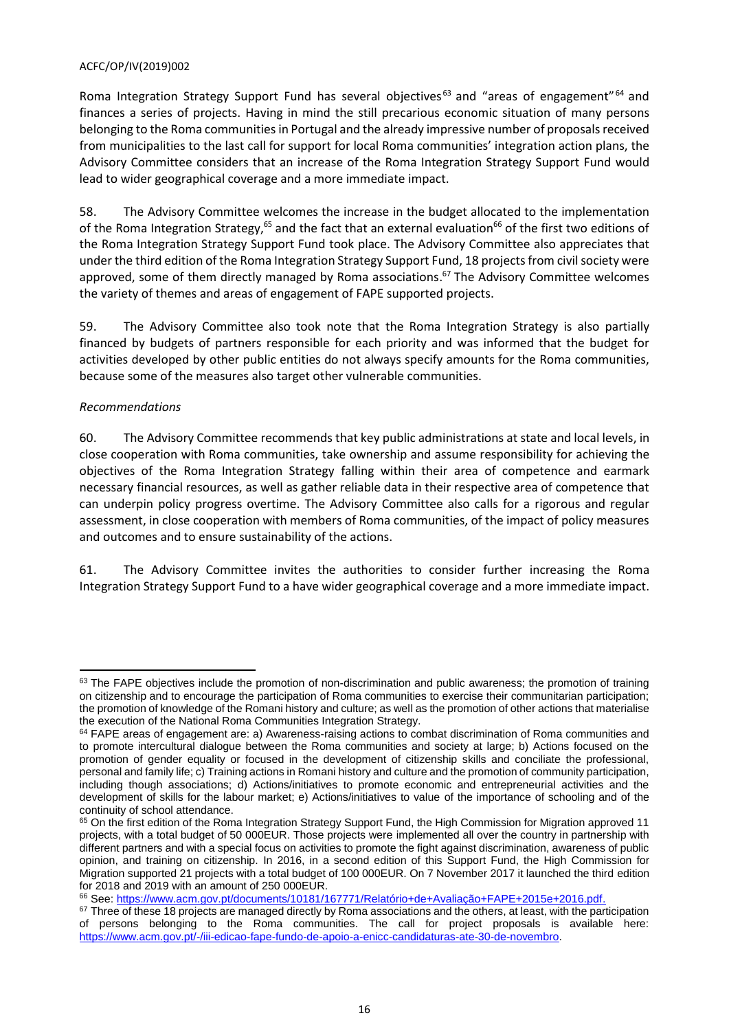Roma Integration Strategy Support Fund has several objectives[63] and "areas of engagement"[64] and finances a series of projects. Having in mind the still precarious economic situation of many persons belonging to the Roma communities in Portugal and the already impressive number of proposals received from municipalities to the last call for support for local Roma communities' integration action plans, the Advisory Committee considers that an increase of the Roma Integration Strategy Support Fund would lead to wider geographical coverage and a more immediate impact.

58. The Advisory Committee welcomes the increase in the budget allocated to the implementation of the Roma Integration Strategy,[65] and the fact that an external evaluation[66] of the first two editions of the Roma Integration Strategy Support Fund took place. The Advisory Committee also appreciates that under the third edition of the Roma Integration Strategy Support Fund, 18 projects from civil society were approved, some of them directly managed by Roma associations.[67] The Advisory Committee welcomes the variety of themes and areas of engagement of FAPE supported projects.

59. The Advisory Committee also took note that the Roma Integration Strategy is also partially financed by budgets of partners responsible for each priority and was informed that the budget for activities developed by other public entities do not always specify amounts for the Roma communities, because some of the measures also target other vulnerable communities.

*Recommendations*

60. The Advisory Committee recommends that key public administrations at state and local levels, in close cooperation with Roma communities, take ownership and assume responsibility for achieving the objectives of the Roma Integration Strategy falling within their area of competence and earmark necessary financial resources, as well as gather reliable data in their respective area of competence that can underpin policy progress overtime. The Advisory Committee also calls for a rigorous and regular assessment, in close cooperation with members of Roma communities, of the impact of policy measures and outcomes and to ensure sustainability of the actions.

61. The Advisory Committee invites the authorities to consider further increasing the Roma Integration Strategy Support Fund to a have wider geographical coverage and a more immediate impact.

---

[63] The FAPE objectives include the promotion of non-discrimination and public awareness; the promotion of training on citizenship and to encourage the participation of Roma communities to exercise their communitarian participation; the promotion of knowledge of the Romani history and culture; as well as the promotion of other actions that materialise the execution of the National Roma Communities Integration Strategy.

[64] FAPE areas of engagement are: a) Awareness-raising actions to combat discrimination of Roma communities and to promote intercultural dialogue between the Roma communities and society at large; b) Actions focused on the promotion of gender equality or focused in the development of citizenship skills and conciliate the professional, personal and family life; c) Training actions in Romani history and culture and the promotion of community participation, including though associations; d) Actions/initiatives to promote economic and entrepreneurial activities and the development of skills for the labour market; e) Actions/initiatives to value of the importance of schooling and of the continuity of school attendance.

[65] On the first edition of the Roma Integration Strategy Support Fund, the High Commission for Migration approved 11 projects, with a total budget of 50 000EUR. Those projects were implemented all over the country in partnership with different partners and with a special focus on activities to promote the fight against discrimination, awareness of public opinion, and training on citizenship. In 2016, in a second edition of this Support Fund, the High Commission for Migration supported 21 projects with a total budget of 100 000EUR. On 7 November 2017 it launched the third edition for 2018 and 2019 with an amount of 250 000EUR.

[66] See: https://www.acm.gov.pt/documents/10181/167771/Relatório+de+Avaliação+FAPE+2015e+2016.pdf.

[67] Three of these 18 projects are managed directly by Roma associations and the others, at least, with the participation of persons belonging to the Roma communities. The call for project proposals is available here: https://www.acm.gov.pt/-/iii-edicao-fape-fundo-de-apoio-a-enicc-candidaturas-ate-30-de-novembro.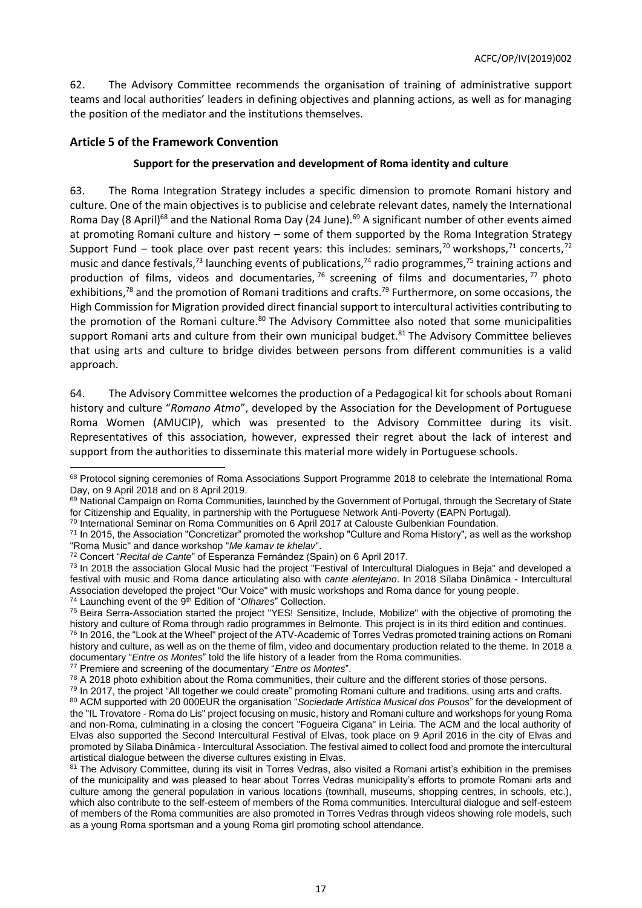62. The Advisory Committee recommends the organisation of training of administrative support teams and local authorities' leaders in defining objectives and planning actions, as well as for managing the position of the mediator and the institutions themselves.

## Article 5 of the Framework Convention

### Support for the preservation and development of Roma identity and culture

63. The Roma Integration Strategy includes a specific dimension to promote Romani history and culture. One of the main objectives is to publicise and celebrate relevant dates, namely the International Roma Day (8 April)[68] and the National Roma Day (24 June).[69] A significant number of other events aimed at promoting Romani culture and history – some of them supported by the Roma Integration Strategy Support Fund – took place over past recent years: this includes: seminars,[70] workshops,[71] concerts,[72] music and dance festivals,[73] launching events of publications,[74] radio programmes,[75] training actions and production of films, videos and documentaries,[76] screening of films and documentaries,[77] photo exhibitions,[78] and the promotion of Romani traditions and crafts.[79] Furthermore, on some occasions, the High Commission for Migration provided direct financial support to intercultural activities contributing to the promotion of the Romani culture.[80] The Advisory Committee also noted that some municipalities support Romani arts and culture from their own municipal budget.[81] The Advisory Committee believes that using arts and culture to bridge divides between persons from different communities is a valid approach.

64. The Advisory Committee welcomes the production of a Pedagogical kit for schools about Romani history and culture "*Romano Atmo*", developed by the Association for the Development of Portuguese Roma Women (AMUCIP), which was presented to the Advisory Committee during its visit. Representatives of this association, however, expressed their regret about the lack of interest and support from the authorities to disseminate this material more widely in Portuguese schools.

---

[68] Protocol signing ceremonies of Roma Associations Support Programme 2018 to celebrate the International Roma Day, on 9 April 2018 and on 8 April 2019.

[69] National Campaign on Roma Communities, launched by the Government of Portugal, through the Secretary of State for Citizenship and Equality, in partnership with the Portuguese Network Anti-Poverty (EAPN Portugal).

[70] International Seminar on Roma Communities on 6 April 2017 at Calouste Gulbenkian Foundation.

[71] In 2015, the Association "Concretizar" promoted the workshop "Culture and Roma History", as well as the workshop "Roma Music" and dance workshop "*Me kamav te khelav*".

[72] Concert "*Recital de Cante*" of Esperanza Fernández (Spain) on 6 April 2017.

[73] In 2018 the association Glocal Music had the project "Festival of Intercultural Dialogues in Beja" and developed a festival with music and Roma dance articulating also with *cante alentejano*. In 2018 Sílaba Dinâmica - Intercultural Association developed the project "Our Voice" with music workshops and Roma dance for young people.

[74] Launching event of the 9th Edition of "*Olhares*" Collection.

[75] Beira Serra-Association started the project "YES! Sensitize, Include, Mobilize" with the objective of promoting the history and culture of Roma through radio programmes in Belmonte. This project is in its third edition and continues.

[76] In 2016, the "Look at the Wheel" project of the ATV-Academic of Torres Vedras promoted training actions on Romani history and culture, as well as on the theme of film, video and documentary production related to the theme. In 2018 a documentary "*Entre os Montes*" told the life history of a leader from the Roma communities.

[77] Premiere and screening of the documentary "*Entre os Montes*".

[78] A 2018 photo exhibition about the Roma communities, their culture and the different stories of those persons.

[79] In 2017, the project "All together we could create" promoting Romani culture and traditions, using arts and crafts.

[80] ACM supported with 20 000EUR the organisation "*Sociedade Artística Musical dos Pousos*" for the development of the "IL Trovatore - Roma do Lis" project focusing on music, history and Romani culture and workshops for young Roma and non-Roma, culminating in a closing the concert "Fogueira Cigana" in Leiria. The ACM and the local authority of Elvas also supported the Second Intercultural Festival of Elvas, took place on 9 April 2016 in the city of Elvas and promoted by Sílaba Dinâmica - Intercultural Association. The festival aimed to collect food and promote the intercultural artistical dialogue between the diverse cultures existing in Elvas.

[81] The Advisory Committee, during its visit in Torres Vedras, also visited a Romani artist's exhibition in the premises of the municipality and was pleased to hear about Torres Vedras municipality's efforts to promote Romani arts and culture among the general population in various locations (townhall, museums, shopping centres, in schools, etc.), which also contribute to the self-esteem of members of the Roma communities. Intercultural dialogue and self-esteem of members of the Roma communities are also promoted in Torres Vedras through videos showing role models, such as a young Roma sportsman and a young Roma girl promoting school attendance.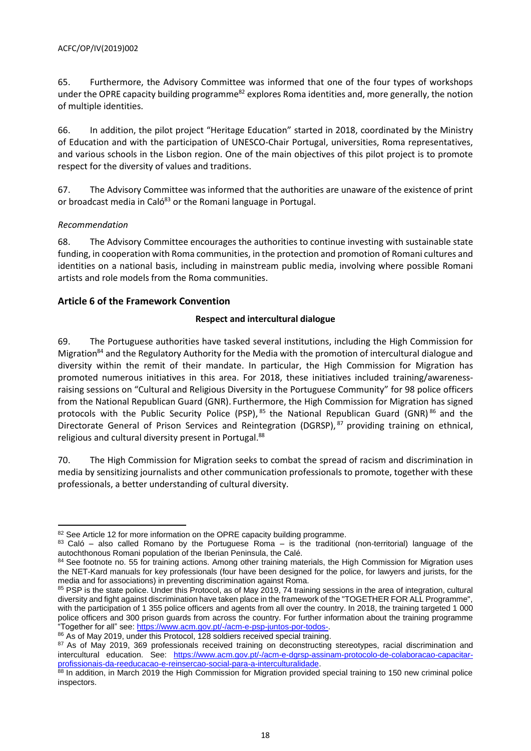65. Furthermore, the Advisory Committee was informed that one of the four types of workshops under the OPRE capacity building programme[82] explores Roma identities and, more generally, the notion of multiple identities.

66. In addition, the pilot project "Heritage Education" started in 2018, coordinated by the Ministry of Education and with the participation of UNESCO-Chair Portugal, universities, Roma representatives, and various schools in the Lisbon region. One of the main objectives of this pilot project is to promote respect for the diversity of values and traditions.

67. The Advisory Committee was informed that the authorities are unaware of the existence of print or broadcast media in Caló[83] or the Romani language in Portugal.

*Recommendation*

68. The Advisory Committee encourages the authorities to continue investing with sustainable state funding, in cooperation with Roma communities, in the protection and promotion of Romani cultures and identities on a national basis, including in mainstream public media, involving where possible Romani artists and role models from the Roma communities.

## Article 6 of the Framework Convention

### Respect and intercultural dialogue

69. The Portuguese authorities have tasked several institutions, including the High Commission for Migration[84] and the Regulatory Authority for the Media with the promotion of intercultural dialogue and diversity within the remit of their mandate. In particular, the High Commission for Migration has promoted numerous initiatives in this area. For 2018, these initiatives included training/awareness-raising sessions on "Cultural and Religious Diversity in the Portuguese Community" for 98 police officers from the National Republican Guard (GNR). Furthermore, the High Commission for Migration has signed protocols with the Public Security Police (PSP),[85] the National Republican Guard (GNR)[86] and the Directorate General of Prison Services and Reintegration (DGRSP),[87] providing training on ethnical, religious and cultural diversity present in Portugal.[88]

70. The High Commission for Migration seeks to combat the spread of racism and discrimination in media by sensitizing journalists and other communication professionals to promote, together with these professionals, a better understanding of cultural diversity.

---

[82] See Article 12 for more information on the OPRE capacity building programme.

[83] Caló – also called Romano by the Portuguese Roma – is the traditional (non-territorial) language of the autochthonous Romani population of the Iberian Peninsula, the Calé.

[84] See footnote no. 55 for training actions. Among other training materials, the High Commission for Migration uses the NET-Kard manuals for key professionals (four have been designed for the police, for lawyers and jurists, for the media and for associations) in preventing discrimination against Roma.

[85] PSP is the state police. Under this Protocol, as of May 2019, 74 training sessions in the area of integration, cultural diversity and fight against discrimination have taken place in the framework of the "TOGETHER FOR ALL Programme", with the participation of 1 355 police officers and agents from all over the country. In 2018, the training targeted 1 000 police officers and 300 prison guards from across the country. For further information about the training programme "Together for all" see: https://www.acm.gov.pt/-/acm-e-psp-juntos-por-todos-.

[86] As of May 2019, under this Protocol, 128 soldiers received special training.

[87] As of May 2019, 369 professionals received training on deconstructing stereotypes, racial discrimination and intercultural education. See: https://www.acm.gov.pt/-/acm-e-dgrsp-assinam-protocolo-de-colaboracao-capacitar-profissionais-da-reeducacao-e-reinsercao-social-para-a-interculturalidade.

[88] In addition, in March 2019 the High Commission for Migration provided special training to 150 new criminal police inspectors.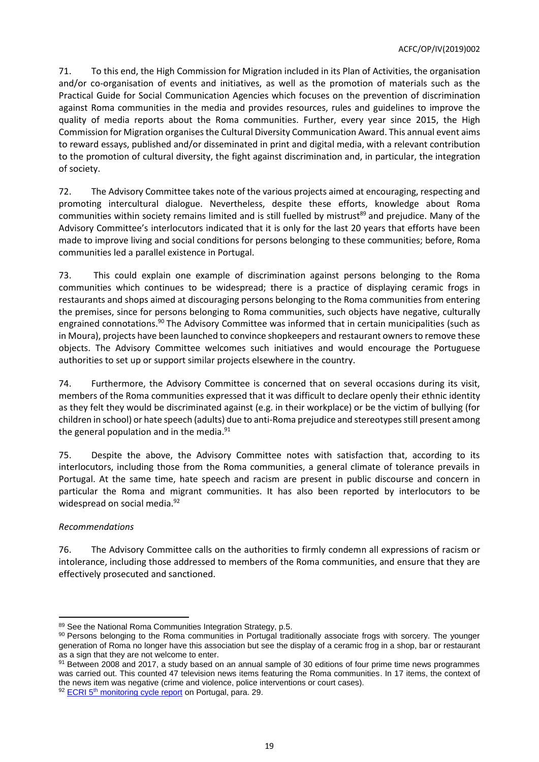71. To this end, the High Commission for Migration included in its Plan of Activities, the organisation and/or co-organisation of events and initiatives, as well as the promotion of materials such as the Practical Guide for Social Communication Agencies which focuses on the prevention of discrimination against Roma communities in the media and provides resources, rules and guidelines to improve the quality of media reports about the Roma communities. Further, every year since 2015, the High Commission for Migration organises the Cultural Diversity Communication Award. This annual event aims to reward essays, published and/or disseminated in print and digital media, with a relevant contribution to the promotion of cultural diversity, the fight against discrimination and, in particular, the integration of society.

72. The Advisory Committee takes note of the various projects aimed at encouraging, respecting and promoting intercultural dialogue. Nevertheless, despite these efforts, knowledge about Roma communities within society remains limited and is still fuelled by mistrust[89] and prejudice. Many of the Advisory Committee's interlocutors indicated that it is only for the last 20 years that efforts have been made to improve living and social conditions for persons belonging to these communities; before, Roma communities led a parallel existence in Portugal.

73. This could explain one example of discrimination against persons belonging to the Roma communities which continues to be widespread; there is a practice of displaying ceramic frogs in restaurants and shops aimed at discouraging persons belonging to the Roma communities from entering the premises, since for persons belonging to Roma communities, such objects have negative, culturally engrained connotations.[90] The Advisory Committee was informed that in certain municipalities (such as in Moura), projects have been launched to convince shopkeepers and restaurant owners to remove these objects. The Advisory Committee welcomes such initiatives and would encourage the Portuguese authorities to set up or support similar projects elsewhere in the country.

74. Furthermore, the Advisory Committee is concerned that on several occasions during its visit, members of the Roma communities expressed that it was difficult to declare openly their ethnic identity as they felt they would be discriminated against (e.g. in their workplace) or be the victim of bullying (for children in school) or hate speech (adults) due to anti-Roma prejudice and stereotypes still present among the general population and in the media.[91]

75. Despite the above, the Advisory Committee notes with satisfaction that, according to its interlocutors, including those from the Roma communities, a general climate of tolerance prevails in Portugal. At the same time, hate speech and racism are present in public discourse and concern in particular the Roma and migrant communities. It has also been reported by interlocutors to be widespread on social media.[92]

*Recommendations*

76. The Advisory Committee calls on the authorities to firmly condemn all expressions of racism or intolerance, including those addressed to members of the Roma communities, and ensure that they are effectively prosecuted and sanctioned.

---

[89] See the National Roma Communities Integration Strategy, p.5.

[90] Persons belonging to the Roma communities in Portugal traditionally associate frogs with sorcery. The younger generation of Roma no longer have this association but see the display of a ceramic frog in a shop, bar or restaurant as a sign that they are not welcome to enter.

[91] Between 2008 and 2017, a study based on an annual sample of 30 editions of four prime time news programmes was carried out. This counted 47 television news items featuring the Roma communities. In 17 items, the context of the news item was negative (crime and violence, police interventions or court cases).

[92] ECRI 5th monitoring cycle report on Portugal, para. 29.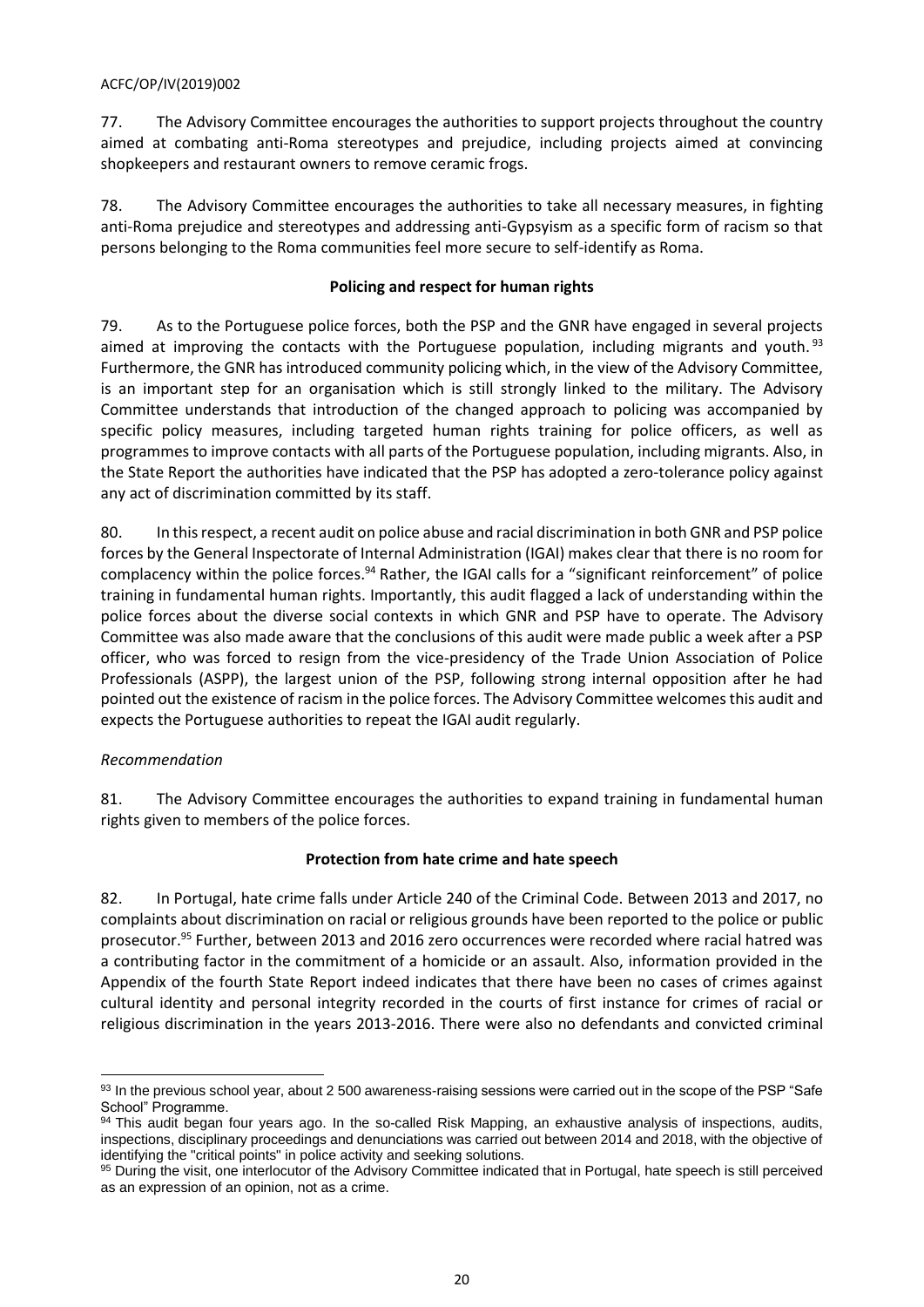77. The Advisory Committee encourages the authorities to support projects throughout the country aimed at combating anti-Roma stereotypes and prejudice, including projects aimed at convincing shopkeepers and restaurant owners to remove ceramic frogs.

78. The Advisory Committee encourages the authorities to take all necessary measures, in fighting anti-Roma prejudice and stereotypes and addressing anti-Gypsyism as a specific form of racism so that persons belonging to the Roma communities feel more secure to self-identify as Roma.

**Policing and respect for human rights**

79. As to the Portuguese police forces, both the PSP and the GNR have engaged in several projects aimed at improving the contacts with the Portuguese population, including migrants and youth.[93] Furthermore, the GNR has introduced community policing which, in the view of the Advisory Committee, is an important step for an organisation which is still strongly linked to the military. The Advisory Committee understands that introduction of the changed approach to policing was accompanied by specific policy measures, including targeted human rights training for police officers, as well as programmes to improve contacts with all parts of the Portuguese population, including migrants. Also, in the State Report the authorities have indicated that the PSP has adopted a zero-tolerance policy against any act of discrimination committed by its staff.

80. In this respect, a recent audit on police abuse and racial discrimination in both GNR and PSP police forces by the General Inspectorate of Internal Administration (IGAI) makes clear that there is no room for complacency within the police forces.[94] Rather, the IGAI calls for a "significant reinforcement" of police training in fundamental human rights. Importantly, this audit flagged a lack of understanding within the police forces about the diverse social contexts in which GNR and PSP have to operate. The Advisory Committee was also made aware that the conclusions of this audit were made public a week after a PSP officer, who was forced to resign from the vice-presidency of the Trade Union Association of Police Professionals (ASPP), the largest union of the PSP, following strong internal opposition after he had pointed out the existence of racism in the police forces. The Advisory Committee welcomes this audit and expects the Portuguese authorities to repeat the IGAI audit regularly.

*Recommendation*

81. The Advisory Committee encourages the authorities to expand training in fundamental human rights given to members of the police forces.

**Protection from hate crime and hate speech**

82. In Portugal, hate crime falls under Article 240 of the Criminal Code. Between 2013 and 2017, no complaints about discrimination on racial or religious grounds have been reported to the police or public prosecutor.[95] Further, between 2013 and 2016 zero occurrences were recorded where racial hatred was a contributing factor in the commitment of a homicide or an assault. Also, information provided in the Appendix of the fourth State Report indeed indicates that there have been no cases of crimes against cultural identity and personal integrity recorded in the courts of first instance for crimes of racial or religious discrimination in the years 2013-2016. There were also no defendants and convicted criminal

---

[93] In the previous school year, about 2 500 awareness-raising sessions were carried out in the scope of the PSP "Safe School" Programme.

[94] This audit began four years ago. In the so-called Risk Mapping, an exhaustive analysis of inspections, audits, inspections, disciplinary proceedings and denunciations was carried out between 2014 and 2018, with the objective of identifying the "critical points" in police activity and seeking solutions.

[95] During the visit, one interlocutor of the Advisory Committee indicated that in Portugal, hate speech is still perceived as an expression of an opinion, not as a crime.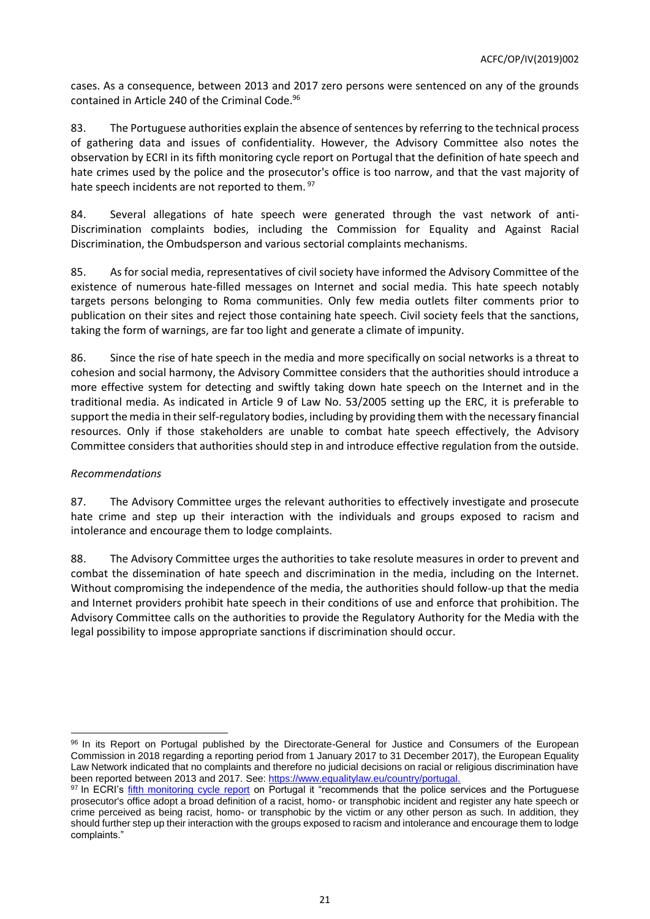cases. As a consequence, between 2013 and 2017 zero persons were sentenced on any of the grounds contained in Article 240 of the Criminal Code.[96]

83. The Portuguese authorities explain the absence of sentences by referring to the technical process of gathering data and issues of confidentiality. However, the Advisory Committee also notes the observation by ECRI in its fifth monitoring cycle report on Portugal that the definition of hate speech and hate crimes used by the police and the prosecutor's office is too narrow, and that the vast majority of hate speech incidents are not reported to them.[97]

84. Several allegations of hate speech were generated through the vast network of anti-Discrimination complaints bodies, including the Commission for Equality and Against Racial Discrimination, the Ombudsperson and various sectorial complaints mechanisms.

85. As for social media, representatives of civil society have informed the Advisory Committee of the existence of numerous hate-filled messages on Internet and social media. This hate speech notably targets persons belonging to Roma communities. Only few media outlets filter comments prior to publication on their sites and reject those containing hate speech. Civil society feels that the sanctions, taking the form of warnings, are far too light and generate a climate of impunity.

86. Since the rise of hate speech in the media and more specifically on social networks is a threat to cohesion and social harmony, the Advisory Committee considers that the authorities should introduce a more effective system for detecting and swiftly taking down hate speech on the Internet and in the traditional media. As indicated in Article 9 of Law No. 53/2005 setting up the ERC, it is preferable to support the media in their self-regulatory bodies, including by providing them with the necessary financial resources. Only if those stakeholders are unable to combat hate speech effectively, the Advisory Committee considers that authorities should step in and introduce effective regulation from the outside.

*Recommendations*

87. The Advisory Committee urges the relevant authorities to effectively investigate and prosecute hate crime and step up their interaction with the individuals and groups exposed to racism and intolerance and encourage them to lodge complaints.

88. The Advisory Committee urges the authorities to take resolute measures in order to prevent and combat the dissemination of hate speech and discrimination in the media, including on the Internet. Without compromising the independence of the media, the authorities should follow-up that the media and Internet providers prohibit hate speech in their conditions of use and enforce that prohibition. The Advisory Committee calls on the authorities to provide the Regulatory Authority for the Media with the legal possibility to impose appropriate sanctions if discrimination should occur.

---

[96] In its Report on Portugal published by the Directorate-General for Justice and Consumers of the European Commission in 2018 regarding a reporting period from 1 January 2017 to 31 December 2017), the European Equality Law Network indicated that no complaints and therefore no judicial decisions on racial or religious discrimination have been reported between 2013 and 2017. See: https://www.equalitylaw.eu/country/portugal.

[97] In ECRI's fifth monitoring cycle report on Portugal it "recommends that the police services and the Portuguese prosecutor's office adopt a broad definition of a racist, homo- or transphobic incident and register any hate speech or crime perceived as being racist, homo- or transphobic by the victim or any other person as such. In addition, they should further step up their interaction with the groups exposed to racism and intolerance and encourage them to lodge complaints."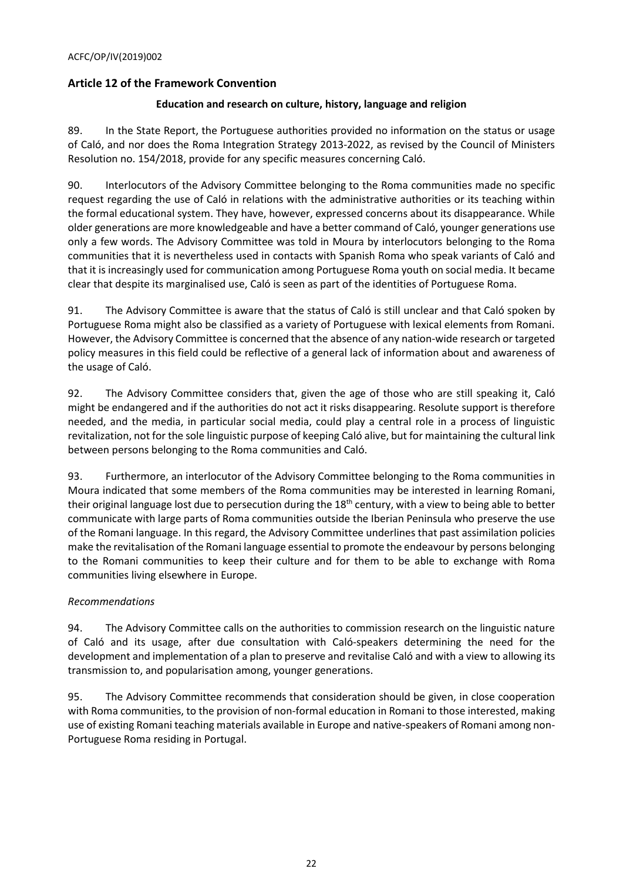## Article 12 of the Framework Convention

**Education and research on culture, history, language and religion**

89. In the State Report, the Portuguese authorities provided no information on the status or usage of Caló, and nor does the Roma Integration Strategy 2013-2022, as revised by the Council of Ministers Resolution no. 154/2018, provide for any specific measures concerning Caló.

90. Interlocutors of the Advisory Committee belonging to the Roma communities made no specific request regarding the use of Caló in relations with the administrative authorities or its teaching within the formal educational system. They have, however, expressed concerns about its disappearance. While older generations are more knowledgeable and have a better command of Caló, younger generations use only a few words. The Advisory Committee was told in Moura by interlocutors belonging to the Roma communities that it is nevertheless used in contacts with Spanish Roma who speak variants of Caló and that it is increasingly used for communication among Portuguese Roma youth on social media. It became clear that despite its marginalised use, Caló is seen as part of the identities of Portuguese Roma.

91. The Advisory Committee is aware that the status of Caló is still unclear and that Caló spoken by Portuguese Roma might also be classified as a variety of Portuguese with lexical elements from Romani. However, the Advisory Committee is concerned that the absence of any nation-wide research or targeted policy measures in this field could be reflective of a general lack of information about and awareness of the usage of Caló.

92. The Advisory Committee considers that, given the age of those who are still speaking it, Caló might be endangered and if the authorities do not act it risks disappearing. Resolute support is therefore needed, and the media, in particular social media, could play a central role in a process of linguistic revitalization, not for the sole linguistic purpose of keeping Caló alive, but for maintaining the cultural link between persons belonging to the Roma communities and Caló.

93. Furthermore, an interlocutor of the Advisory Committee belonging to the Roma communities in Moura indicated that some members of the Roma communities may be interested in learning Romani, their original language lost due to persecution during the 18th century, with a view to being able to better communicate with large parts of Roma communities outside the Iberian Peninsula who preserve the use of the Romani language. In this regard, the Advisory Committee underlines that past assimilation policies make the revitalisation of the Romani language essential to promote the endeavour by persons belonging to the Romani communities to keep their culture and for them to be able to exchange with Roma communities living elsewhere in Europe.

*Recommendations*

94. The Advisory Committee calls on the authorities to commission research on the linguistic nature of Caló and its usage, after due consultation with Caló-speakers determining the need for the development and implementation of a plan to preserve and revitalise Caló and with a view to allowing its transmission to, and popularisation among, younger generations.

95. The Advisory Committee recommends that consideration should be given, in close cooperation with Roma communities, to the provision of non-formal education in Romani to those interested, making use of existing Romani teaching materials available in Europe and native-speakers of Romani among non-Portuguese Roma residing in Portugal.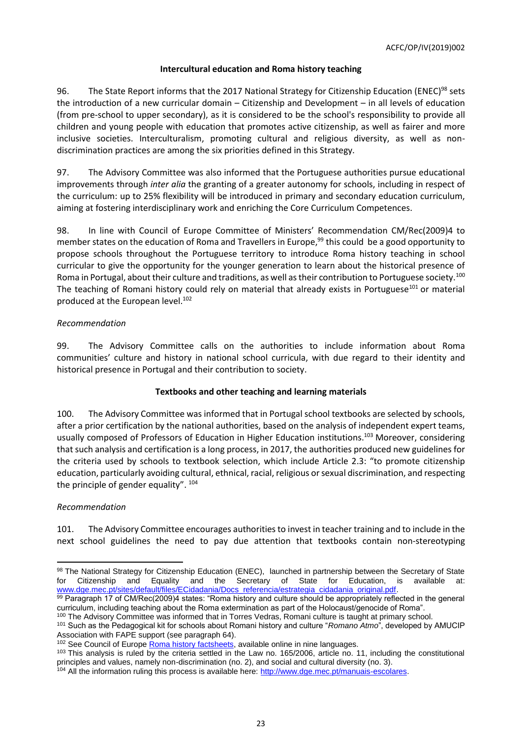#### Intercultural education and Roma history teaching

96. The State Report informs that the 2017 National Strategy for Citizenship Education (ENEC)[98] sets the introduction of a new curricular domain – Citizenship and Development – in all levels of education (from pre-school to upper secondary), as it is considered to be the school's responsibility to provide all children and young people with education that promotes active citizenship, as well as fairer and more inclusive societies. Interculturalism, promoting cultural and religious diversity, as well as non-discrimination practices are among the six priorities defined in this Strategy.

97. The Advisory Committee was also informed that the Portuguese authorities pursue educational improvements through *inter alia* the granting of a greater autonomy for schools, including in respect of the curriculum: up to 25% flexibility will be introduced in primary and secondary education curriculum, aiming at fostering interdisciplinary work and enriching the Core Curriculum Competences.

98. In line with Council of Europe Committee of Ministers' Recommendation CM/Rec(2009)4 to member states on the education of Roma and Travellers in Europe,[99] this could be a good opportunity to propose schools throughout the Portuguese territory to introduce Roma history teaching in school curricular to give the opportunity for the younger generation to learn about the historical presence of Roma in Portugal, about their culture and traditions, as well as their contribution to Portuguese society.[100] The teaching of Romani history could rely on material that already exists in Portuguese[101] or material produced at the European level.[102]

*Recommendation*

99. The Advisory Committee calls on the authorities to include information about Roma communities' culture and history in national school curricula, with due regard to their identity and historical presence in Portugal and their contribution to society.

#### Textbooks and other teaching and learning materials

100. The Advisory Committee was informed that in Portugal school textbooks are selected by schools, after a prior certification by the national authorities, based on the analysis of independent expert teams, usually composed of Professors of Education in Higher Education institutions.[103] Moreover, considering that such analysis and certification is a long process, in 2017, the authorities produced new guidelines for the criteria used by schools to textbook selection, which include Article 2.3: "to promote citizenship education, particularly avoiding cultural, ethnical, racial, religious or sexual discrimination, and respecting the principle of gender equality". [104]

*Recommendation*

101. The Advisory Committee encourages authorities to invest in teacher training and to include in the next school guidelines the need to pay due attention that textbooks contain non-stereotyping

---

[98] The National Strategy for Citizenship Education (ENEC), launched in partnership between the Secretary of State for Citizenship and Equality and the Secretary of State for Education, is available at: www.dge.mec.pt/sites/default/files/ECidadania/Docs_referencia/estrategia_cidadania_original.pdf.

[99] Paragraph 17 of CM/Rec(2009)4 states: "Roma history and culture should be appropriately reflected in the general curriculum, including teaching about the Roma extermination as part of the Holocaust/genocide of Roma".

[100] The Advisory Committee was informed that in Torres Vedras, Romani culture is taught at primary school.

[101] Such as the Pedagogical kit for schools about Romani history and culture "*Romano Atmo*", developed by AMUCIP Association with FAPE support (see paragraph 64).

[102] See Council of Europe Roma history factsheets, available online in nine languages.

[103] This analysis is ruled by the criteria settled in the Law no. 165/2006, article no. 11, including the constitutional principles and values, namely non-discrimination (no. 2), and social and cultural diversity (no. 3).

[104] All the information ruling this process is available here: http://www.dge.mec.pt/manuais-escolares.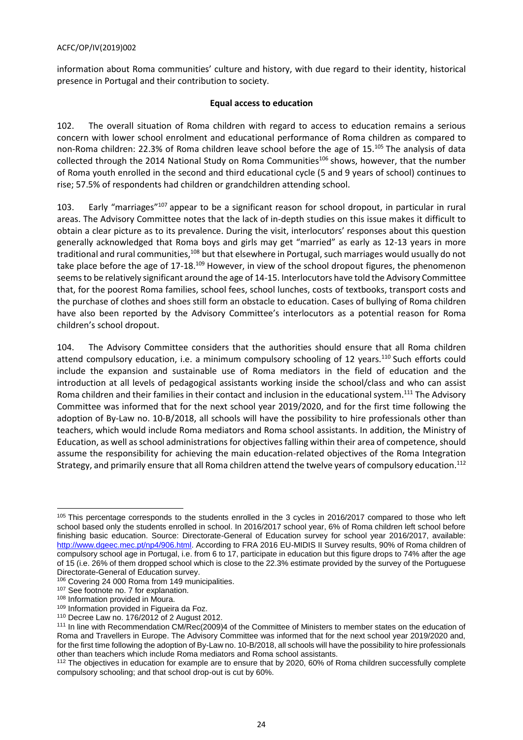information about Roma communities' culture and history, with due regard to their identity, historical presence in Portugal and their contribution to society.

**Equal access to education**

102. The overall situation of Roma children with regard to access to education remains a serious concern with lower school enrolment and educational performance of Roma children as compared to non-Roma children: 22.3% of Roma children leave school before the age of 15.[105] The analysis of data collected through the 2014 National Study on Roma Communities[106] shows, however, that the number of Roma youth enrolled in the second and third educational cycle (5 and 9 years of school) continues to rise; 57.5% of respondents had children or grandchildren attending school.

103. Early "marriages"[107] appear to be a significant reason for school dropout, in particular in rural areas. The Advisory Committee notes that the lack of in-depth studies on this issue makes it difficult to obtain a clear picture as to its prevalence. During the visit, interlocutors' responses about this question generally acknowledged that Roma boys and girls may get "married" as early as 12-13 years in more traditional and rural communities,[108] but that elsewhere in Portugal, such marriages would usually do not take place before the age of 17-18.[109] However, in view of the school dropout figures, the phenomenon seems to be relatively significant around the age of 14-15. Interlocutors have told the Advisory Committee that, for the poorest Roma families, school fees, school lunches, costs of textbooks, transport costs and the purchase of clothes and shoes still form an obstacle to education. Cases of bullying of Roma children have also been reported by the Advisory Committee's interlocutors as a potential reason for Roma children's school dropout.

104. The Advisory Committee considers that the authorities should ensure that all Roma children attend compulsory education, i.e. a minimum compulsory schooling of 12 years.[110] Such efforts could include the expansion and sustainable use of Roma mediators in the field of education and the introduction at all levels of pedagogical assistants working inside the school/class and who can assist Roma children and their families in their contact and inclusion in the educational system.[111] The Advisory Committee was informed that for the next school year 2019/2020, and for the first time following the adoption of By-Law no. 10-B/2018, all schools will have the possibility to hire professionals other than teachers, which would include Roma mediators and Roma school assistants. In addition, the Ministry of Education, as well as school administrations for objectives falling within their area of competence, should assume the responsibility for achieving the main education-related objectives of the Roma Integration Strategy, and primarily ensure that all Roma children attend the twelve years of compulsory education.[112]

---

[105] This percentage corresponds to the students enrolled in the 3 cycles in 2016/2017 compared to those who left school based only the students enrolled in school. In 2016/2017 school year, 6% of Roma children left school before finishing basic education. Source: Directorate-General of Education survey for school year 2016/2017, available: http://www.dgeec.mec.pt/np4/906.html. According to FRA 2016 EU-MIDIS II Survey results, 90% of Roma children of compulsory school age in Portugal, i.e. from 6 to 17, participate in education but this figure drops to 74% after the age of 15 (i.e. 26% of them dropped school which is close to the 22.3% estimate provided by the survey of the Portuguese Directorate-General of Education survey.

[106] Covering 24 000 Roma from 149 municipalities.

[107] See footnote no. 7 for explanation.

[108] Information provided in Moura.

[109] Information provided in Figueira da Foz.

[110] Decree Law no. 176/2012 of 2 August 2012.

[111] In line with Recommendation CM/Rec(2009)4 of the Committee of Ministers to member states on the education of Roma and Travellers in Europe. The Advisory Committee was informed that for the next school year 2019/2020 and, for the first time following the adoption of By-Law no. 10-B/2018, all schools will have the possibility to hire professionals other than teachers which include Roma mediators and Roma school assistants.

[112] The objectives in education for example are to ensure that by 2020, 60% of Roma children successfully complete compulsory schooling; and that school drop-out is cut by 60%.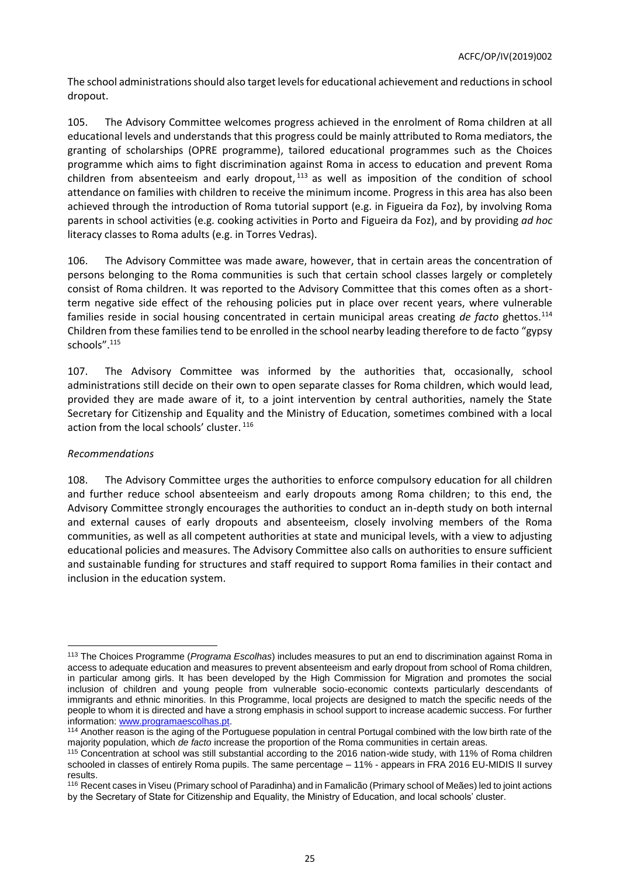The school administrations should also target levels for educational achievement and reductions in school dropout.

105. The Advisory Committee welcomes progress achieved in the enrolment of Roma children at all educational levels and understands that this progress could be mainly attributed to Roma mediators, the granting of scholarships (OPRE programme), tailored educational programmes such as the Choices programme which aims to fight discrimination against Roma in access to education and prevent Roma children from absenteeism and early dropout,[113] as well as imposition of the condition of school attendance on families with children to receive the minimum income. Progress in this area has also been achieved through the introduction of Roma tutorial support (e.g. in Figueira da Foz), by involving Roma parents in school activities (e.g. cooking activities in Porto and Figueira da Foz), and by providing *ad hoc* literacy classes to Roma adults (e.g. in Torres Vedras).

106. The Advisory Committee was made aware, however, that in certain areas the concentration of persons belonging to the Roma communities is such that certain school classes largely or completely consist of Roma children. It was reported to the Advisory Committee that this comes often as a short-term negative side effect of the rehousing policies put in place over recent years, where vulnerable families reside in social housing concentrated in certain municipal areas creating *de facto* ghettos.[114] Children from these families tend to be enrolled in the school nearby leading therefore to de facto "gypsy schools".[115]

107. The Advisory Committee was informed by the authorities that, occasionally, school administrations still decide on their own to open separate classes for Roma children, which would lead, provided they are made aware of it, to a joint intervention by central authorities, namely the State Secretary for Citizenship and Equality and the Ministry of Education, sometimes combined with a local action from the local schools' cluster.[116]

*Recommendations*

108. The Advisory Committee urges the authorities to enforce compulsory education for all children and further reduce school absenteeism and early dropouts among Roma children; to this end, the Advisory Committee strongly encourages the authorities to conduct an in-depth study on both internal and external causes of early dropouts and absenteeism, closely involving members of the Roma communities, as well as all competent authorities at state and municipal levels, with a view to adjusting educational policies and measures. The Advisory Committee also calls on authorities to ensure sufficient and sustainable funding for structures and staff required to support Roma families in their contact and inclusion in the education system.

---

[113] The Choices Programme (*Programa Escolhas*) includes measures to put an end to discrimination against Roma in access to adequate education and measures to prevent absenteeism and early dropout from school of Roma children, in particular among girls. It has been developed by the High Commission for Migration and promotes the social inclusion of children and young people from vulnerable socio-economic contexts particularly descendants of immigrants and ethnic minorities. In this Programme, local projects are designed to match the specific needs of the people to whom it is directed and have a strong emphasis in school support to increase academic success. For further information: www.programaescolhas.pt.

[114] Another reason is the aging of the Portuguese population in central Portugal combined with the low birth rate of the majority population, which *de facto* increase the proportion of the Roma communities in certain areas.

[115] Concentration at school was still substantial according to the 2016 nation-wide study, with 11% of Roma children schooled in classes of entirely Roma pupils. The same percentage – 11% - appears in FRA 2016 EU-MIDIS II survey results.

[116] Recent cases in Viseu (Primary school of Paradinha) and in Famalicão (Primary school of Meães) led to joint actions by the Secretary of State for Citizenship and Equality, the Ministry of Education, and local schools' cluster.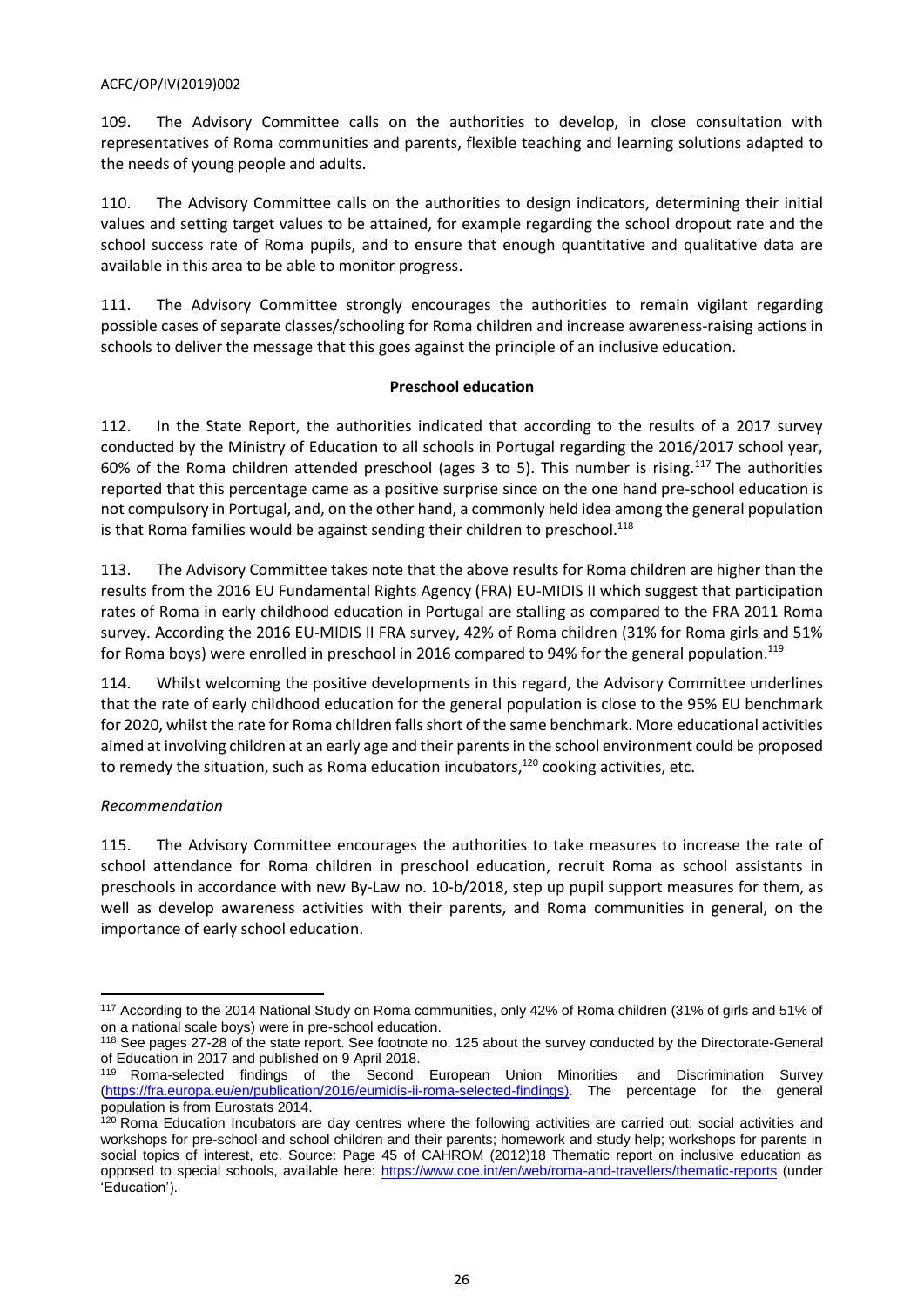109. The Advisory Committee calls on the authorities to develop, in close consultation with representatives of Roma communities and parents, flexible teaching and learning solutions adapted to the needs of young people and adults.

110. The Advisory Committee calls on the authorities to design indicators, determining their initial values and setting target values to be attained, for example regarding the school dropout rate and the school success rate of Roma pupils, and to ensure that enough quantitative and qualitative data are available in this area to be able to monitor progress.

111. The Advisory Committee strongly encourages the authorities to remain vigilant regarding possible cases of separate classes/schooling for Roma children and increase awareness-raising actions in schools to deliver the message that this goes against the principle of an inclusive education.

**Preschool education**

112. In the State Report, the authorities indicated that according to the results of a 2017 survey conducted by the Ministry of Education to all schools in Portugal regarding the 2016/2017 school year, 60% of the Roma children attended preschool (ages 3 to 5). This number is rising.[117] The authorities reported that this percentage came as a positive surprise since on the one hand pre-school education is not compulsory in Portugal, and, on the other hand, a commonly held idea among the general population is that Roma families would be against sending their children to preschool.[118]

113. The Advisory Committee takes note that the above results for Roma children are higher than the results from the 2016 EU Fundamental Rights Agency (FRA) EU-MIDIS II which suggest that participation rates of Roma in early childhood education in Portugal are stalling as compared to the FRA 2011 Roma survey. According the 2016 EU-MIDIS II FRA survey, 42% of Roma children (31% for Roma girls and 51% for Roma boys) were enrolled in preschool in 2016 compared to 94% for the general population.[119]

114. Whilst welcoming the positive developments in this regard, the Advisory Committee underlines that the rate of early childhood education for the general population is close to the 95% EU benchmark for 2020, whilst the rate for Roma children falls short of the same benchmark. More educational activities aimed at involving children at an early age and their parents in the school environment could be proposed to remedy the situation, such as Roma education incubators,[120] cooking activities, etc.

*Recommendation*

115. The Advisory Committee encourages the authorities to take measures to increase the rate of school attendance for Roma children in preschool education, recruit Roma as school assistants in preschools in accordance with new By-Law no. 10-b/2018, step up pupil support measures for them, as well as develop awareness activities with their parents, and Roma communities in general, on the importance of early school education.

---

[117] According to the 2014 National Study on Roma communities, only 42% of Roma children (31% of girls and 51% of on a national scale boys) were in pre-school education.

[118] See pages 27-28 of the state report. See footnote no. 125 about the survey conducted by the Directorate-General of Education in 2017 and published on 9 April 2018.

[119] Roma-selected findings of the Second European Union Minorities and Discrimination Survey (https://fra.europa.eu/en/publication/2016/eumidis-ii-roma-selected-findings). The percentage for the general population is from Eurostats 2014.

[120] Roma Education Incubators are day centres where the following activities are carried out: social activities and workshops for pre-school and school children and their parents; homework and study help; workshops for parents in social topics of interest, etc. Source: Page 45 of CAHROM (2012)18 Thematic report on inclusive education as opposed to special schools, available here: https://www.coe.int/en/web/roma-and-travellers/thematic-reports (under 'Education').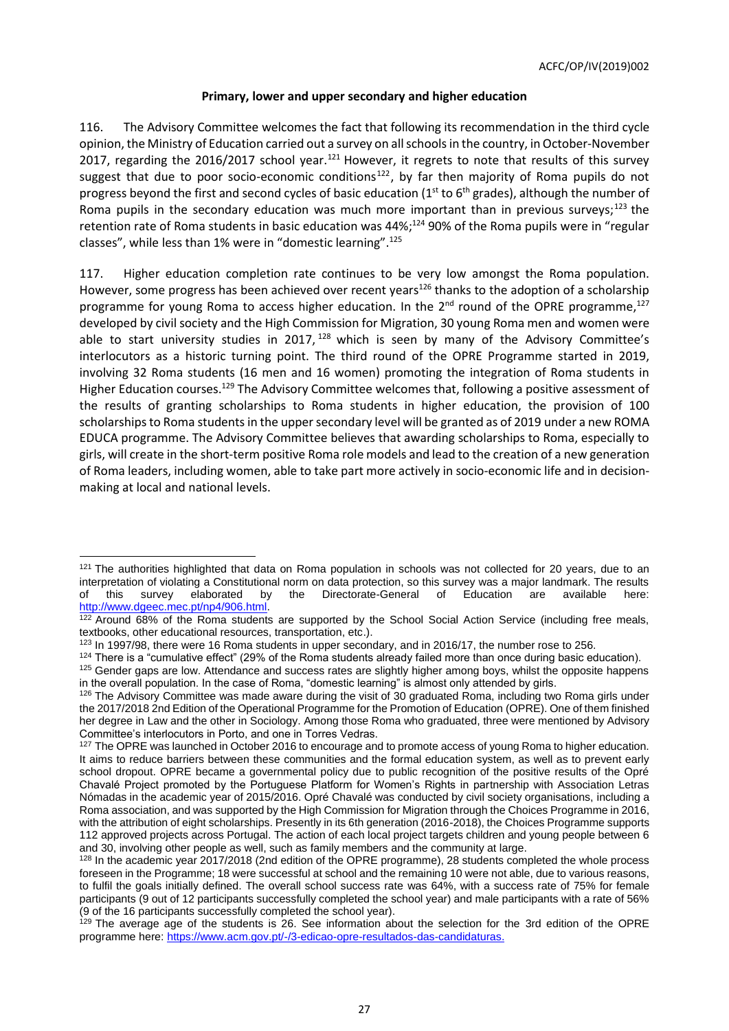#### Primary, lower and upper secondary and higher education

116. The Advisory Committee welcomes the fact that following its recommendation in the third cycle opinion, the Ministry of Education carried out a survey on all schools in the country, in October-November 2017, regarding the 2016/2017 school year.[121] However, it regrets to note that results of this survey suggest that due to poor socio-economic conditions[122], by far then majority of Roma pupils do not progress beyond the first and second cycles of basic education (1st to 6th grades), although the number of Roma pupils in the secondary education was much more important than in previous surveys;[123] the retention rate of Roma students in basic education was 44%;[124] 90% of the Roma pupils were in "regular classes", while less than 1% were in "domestic learning".[125]

117. Higher education completion rate continues to be very low amongst the Roma population. However, some progress has been achieved over recent years[126] thanks to the adoption of a scholarship programme for young Roma to access higher education. In the 2nd round of the OPRE programme,[127] developed by civil society and the High Commission for Migration, 30 young Roma men and women were able to start university studies in 2017,[128] which is seen by many of the Advisory Committee's interlocutors as a historic turning point. The third round of the OPRE Programme started in 2019, involving 32 Roma students (16 men and 16 women) promoting the integration of Roma students in Higher Education courses.[129] The Advisory Committee welcomes that, following a positive assessment of the results of granting scholarships to Roma students in higher education, the provision of 100 scholarships to Roma students in the upper secondary level will be granted as of 2019 under a new ROMA EDUCA programme. The Advisory Committee believes that awarding scholarships to Roma, especially to girls, will create in the short-term positive Roma role models and lead to the creation of a new generation of Roma leaders, including women, able to take part more actively in socio-economic life and in decision-making at local and national levels.

---

[121] The authorities highlighted that data on Roma population in schools was not collected for 20 years, due to an interpretation of violating a Constitutional norm on data protection, so this survey was a major landmark. The results of this survey elaborated by the Directorate-General of Education are available here: http://www.dgeec.mec.pt/np4/906.html.

[122] Around 68% of the Roma students are supported by the School Social Action Service (including free meals, textbooks, other educational resources, transportation, etc.).

[123] In 1997/98, there were 16 Roma students in upper secondary, and in 2016/17, the number rose to 256.

[124] There is a "cumulative effect" (29% of the Roma students already failed more than once during basic education).

[125] Gender gaps are low. Attendance and success rates are slightly higher among boys, whilst the opposite happens in the overall population. In the case of Roma, "domestic learning" is almost only attended by girls.

[126] The Advisory Committee was made aware during the visit of 30 graduated Roma, including two Roma girls under the 2017/2018 2nd Edition of the Operational Programme for the Promotion of Education (OPRE). One of them finished her degree in Law and the other in Sociology. Among those Roma who graduated, three were mentioned by Advisory Committee's interlocutors in Porto, and one in Torres Vedras.

[127] The OPRE was launched in October 2016 to encourage and to promote access of young Roma to higher education. It aims to reduce barriers between these communities and the formal education system, as well as to prevent early school dropout. OPRE became a governmental policy due to public recognition of the positive results of the Opré Chavalé Project promoted by the Portuguese Platform for Women's Rights in partnership with Association Letras Nómadas in the academic year of 2015/2016. Opré Chavalé was conducted by civil society organisations, including a Roma association, and was supported by the High Commission for Migration through the Choices Programme in 2016, with the attribution of eight scholarships. Presently in its 6th generation (2016-2018), the Choices Programme supports 112 approved projects across Portugal. The action of each local project targets children and young people between 6 and 30, involving other people as well, such as family members and the community at large.

[128] In the academic year 2017/2018 (2nd edition of the OPRE programme), 28 students completed the whole process foreseen in the Programme; 18 were successful at school and the remaining 10 were not able, due to various reasons, to fulfil the goals initially defined. The overall school success rate was 64%, with a success rate of 75% for female participants (9 out of 12 participants successfully completed the school year) and male participants with a rate of 56% (9 of the 16 participants successfully completed the school year).

[129] The average age of the students is 26. See information about the selection for the 3rd edition of the OPRE programme here: https://www.acm.gov.pt/-/3-edicao-opre-resultados-das-candidaturas.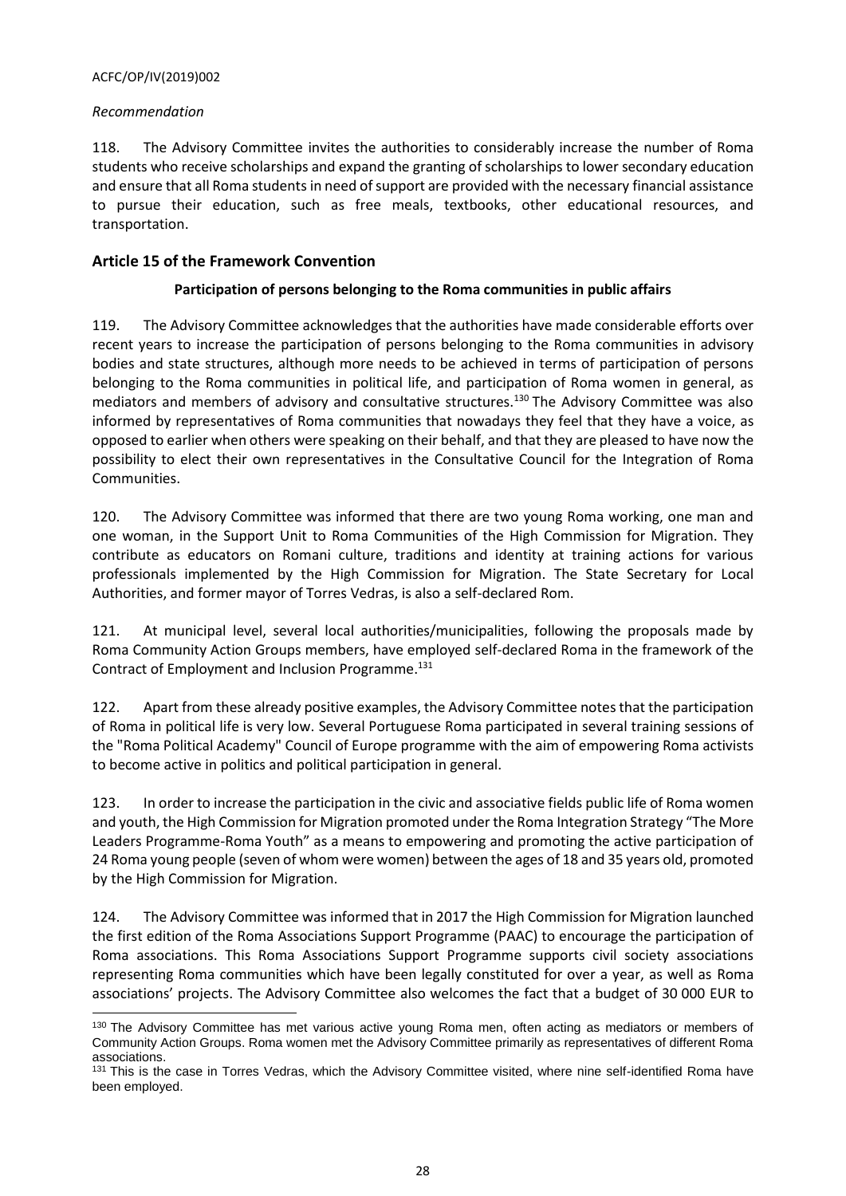*Recommendation*

118. The Advisory Committee invites the authorities to considerably increase the number of Roma students who receive scholarships and expand the granting of scholarships to lower secondary education and ensure that all Roma students in need of support are provided with the necessary financial assistance to pursue their education, such as free meals, textbooks, other educational resources, and transportation.

## Article 15 of the Framework Convention

### Participation of persons belonging to the Roma communities in public affairs

119. The Advisory Committee acknowledges that the authorities have made considerable efforts over recent years to increase the participation of persons belonging to the Roma communities in advisory bodies and state structures, although more needs to be achieved in terms of participation of persons belonging to the Roma communities in political life, and participation of Roma women in general, as mediators and members of advisory and consultative structures.[130] The Advisory Committee was also informed by representatives of Roma communities that nowadays they feel that they have a voice, as opposed to earlier when others were speaking on their behalf, and that they are pleased to have now the possibility to elect their own representatives in the Consultative Council for the Integration of Roma Communities.

120. The Advisory Committee was informed that there are two young Roma working, one man and one woman, in the Support Unit to Roma Communities of the High Commission for Migration. They contribute as educators on Romani culture, traditions and identity at training actions for various professionals implemented by the High Commission for Migration. The State Secretary for Local Authorities, and former mayor of Torres Vedras, is also a self-declared Rom.

121. At municipal level, several local authorities/municipalities, following the proposals made by Roma Community Action Groups members, have employed self-declared Roma in the framework of the Contract of Employment and Inclusion Programme.[131]

122. Apart from these already positive examples, the Advisory Committee notes that the participation of Roma in political life is very low. Several Portuguese Roma participated in several training sessions of the "Roma Political Academy" Council of Europe programme with the aim of empowering Roma activists to become active in politics and political participation in general.

123. In order to increase the participation in the civic and associative fields public life of Roma women and youth, the High Commission for Migration promoted under the Roma Integration Strategy "The More Leaders Programme-Roma Youth" as a means to empowering and promoting the active participation of 24 Roma young people (seven of whom were women) between the ages of 18 and 35 years old, promoted by the High Commission for Migration.

124. The Advisory Committee was informed that in 2017 the High Commission for Migration launched the first edition of the Roma Associations Support Programme (PAAC) to encourage the participation of Roma associations. This Roma Associations Support Programme supports civil society associations representing Roma communities which have been legally constituted for over a year, as well as Roma associations' projects. The Advisory Committee also welcomes the fact that a budget of 30 000 EUR to

---

[130] The Advisory Committee has met various active young Roma men, often acting as mediators or members of Community Action Groups. Roma women met the Advisory Committee primarily as representatives of different Roma associations.

[131] This is the case in Torres Vedras, which the Advisory Committee visited, where nine self-identified Roma have been employed.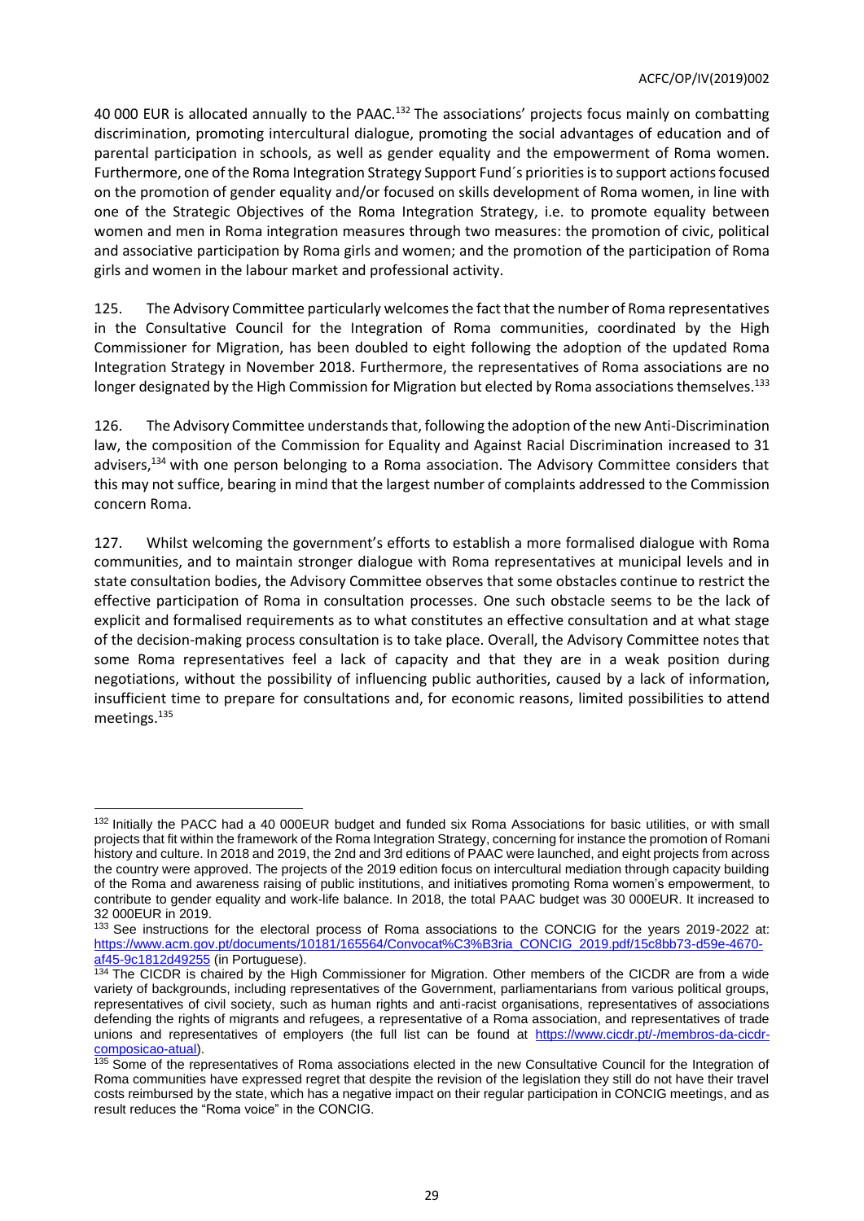40 000 EUR is allocated annually to the PAAC.[132] The associations' projects focus mainly on combatting discrimination, promoting intercultural dialogue, promoting the social advantages of education and of parental participation in schools, as well as gender equality and the empowerment of Roma women. Furthermore, one of the Roma Integration Strategy Support Fund´s priorities is to support actions focused on the promotion of gender equality and/or focused on skills development of Roma women, in line with one of the Strategic Objectives of the Roma Integration Strategy, i.e. to promote equality between women and men in Roma integration measures through two measures: the promotion of civic, political and associative participation by Roma girls and women; and the promotion of the participation of Roma girls and women in the labour market and professional activity.

125. The Advisory Committee particularly welcomes the fact that the number of Roma representatives in the Consultative Council for the Integration of Roma communities, coordinated by the High Commissioner for Migration, has been doubled to eight following the adoption of the updated Roma Integration Strategy in November 2018. Furthermore, the representatives of Roma associations are no longer designated by the High Commission for Migration but elected by Roma associations themselves.[133]

126. The Advisory Committee understands that, following the adoption of the new Anti-Discrimination law, the composition of the Commission for Equality and Against Racial Discrimination increased to 31 advisers,[134] with one person belonging to a Roma association. The Advisory Committee considers that this may not suffice, bearing in mind that the largest number of complaints addressed to the Commission concern Roma.

127. Whilst welcoming the government's efforts to establish a more formalised dialogue with Roma communities, and to maintain stronger dialogue with Roma representatives at municipal levels and in state consultation bodies, the Advisory Committee observes that some obstacles continue to restrict the effective participation of Roma in consultation processes. One such obstacle seems to be the lack of explicit and formalised requirements as to what constitutes an effective consultation and at what stage of the decision-making process consultation is to take place. Overall, the Advisory Committee notes that some Roma representatives feel a lack of capacity and that they are in a weak position during negotiations, without the possibility of influencing public authorities, caused by a lack of information, insufficient time to prepare for consultations and, for economic reasons, limited possibilities to attend meetings.[135]

---

[132] Initially the PACC had a 40 000EUR budget and funded six Roma Associations for basic utilities, or with small projects that fit within the framework of the Roma Integration Strategy, concerning for instance the promotion of Romani history and culture. In 2018 and 2019, the 2nd and 3rd editions of PAAC were launched, and eight projects from across the country were approved. The projects of the 2019 edition focus on intercultural mediation through capacity building of the Roma and awareness raising of public institutions, and initiatives promoting Roma women's empowerment, to contribute to gender equality and work-life balance. In 2018, the total PAAC budget was 30 000EUR. It increased to 32 000EUR in 2019.

[133] See instructions for the electoral process of Roma associations to the CONCIG for the years 2019-2022 at: https://www.acm.gov.pt/documents/10181/165564/Convocat%C3%B3ria_CONCIG_2019.pdf/15c8bb73-d59e-4670-af45-9c1812d49255 (in Portuguese).

[134] The CICDR is chaired by the High Commissioner for Migration. Other members of the CICDR are from a wide variety of backgrounds, including representatives of the Government, parliamentarians from various political groups, representatives of civil society, such as human rights and anti-racist organisations, representatives of associations defending the rights of migrants and refugees, a representative of a Roma association, and representatives of trade unions and representatives of employers (the full list can be found at https://www.cicdr.pt/-/membros-da-cicdr-composicao-atual).

[135] Some of the representatives of Roma associations elected in the new Consultative Council for the Integration of Roma communities have expressed regret that despite the revision of the legislation they still do not have their travel costs reimbursed by the state, which has a negative impact on their regular participation in CONCIG meetings, and as result reduces the "Roma voice" in the CONCIG.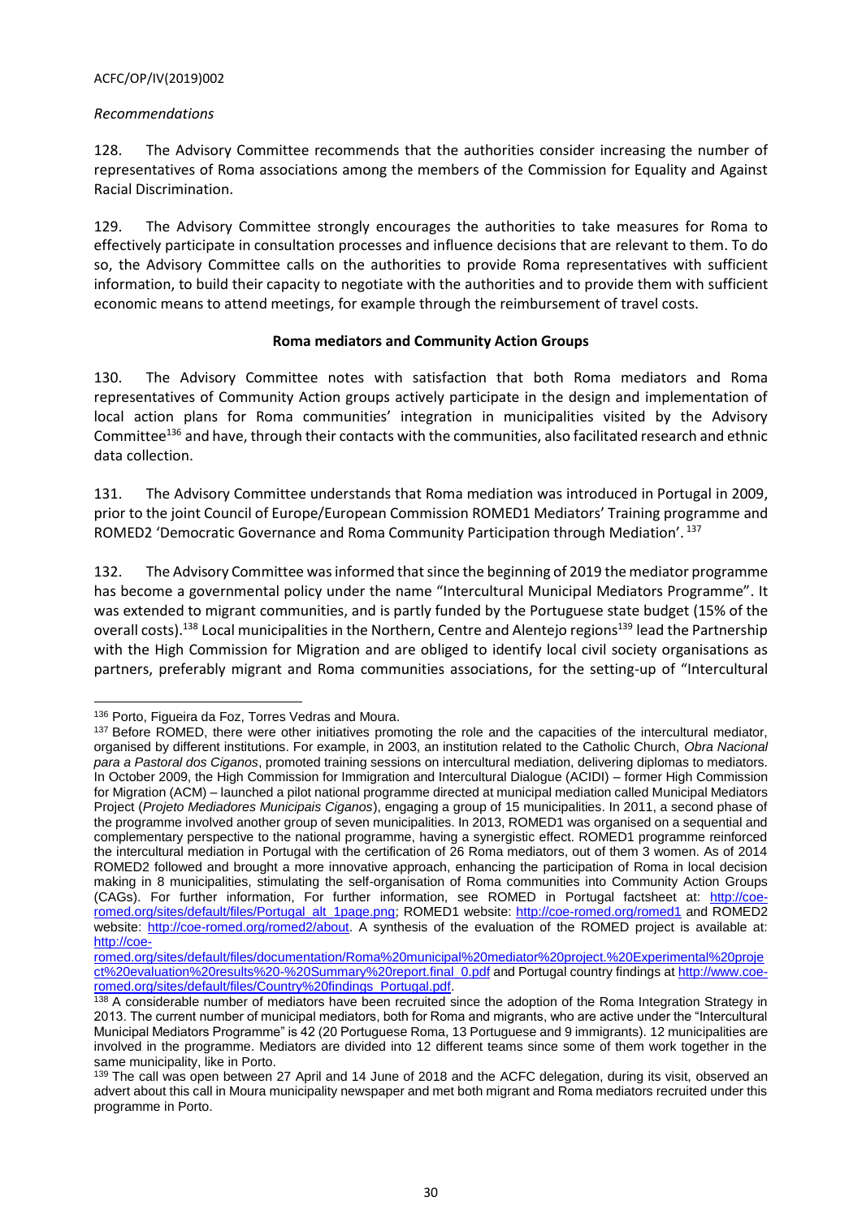*Recommendations*

128. The Advisory Committee recommends that the authorities consider increasing the number of representatives of Roma associations among the members of the Commission for Equality and Against Racial Discrimination.

129. The Advisory Committee strongly encourages the authorities to take measures for Roma to effectively participate in consultation processes and influence decisions that are relevant to them. To do so, the Advisory Committee calls on the authorities to provide Roma representatives with sufficient information, to build their capacity to negotiate with the authorities and to provide them with sufficient economic means to attend meetings, for example through the reimbursement of travel costs.

**Roma mediators and Community Action Groups**

130. The Advisory Committee notes with satisfaction that both Roma mediators and Roma representatives of Community Action groups actively participate in the design and implementation of local action plans for Roma communities' integration in municipalities visited by the Advisory Committee[136] and have, through their contacts with the communities, also facilitated research and ethnic data collection.

131. The Advisory Committee understands that Roma mediation was introduced in Portugal in 2009, prior to the joint Council of Europe/European Commission ROMED1 Mediators' Training programme and ROMED2 'Democratic Governance and Roma Community Participation through Mediation'.[137]

132. The Advisory Committee was informed that since the beginning of 2019 the mediator programme has become a governmental policy under the name "Intercultural Municipal Mediators Programme". It was extended to migrant communities, and is partly funded by the Portuguese state budget (15% of the overall costs).[138] Local municipalities in the Northern, Centre and Alentejo regions[139] lead the Partnership with the High Commission for Migration and are obliged to identify local civil society organisations as partners, preferably migrant and Roma communities associations, for the setting-up of "Intercultural

---

[136] Porto, Figueira da Foz, Torres Vedras and Moura.

[137] Before ROMED, there were other initiatives promoting the role and the capacities of the intercultural mediator, organised by different institutions. For example, in 2003, an institution related to the Catholic Church, *Obra Nacional para a Pastoral dos Ciganos*, promoted training sessions on intercultural mediation, delivering diplomas to mediators. In October 2009, the High Commission for Immigration and Intercultural Dialogue (ACIDI) – former High Commission for Migration (ACM) – launched a pilot national programme directed at municipal mediation called Municipal Mediators Project (*Projeto Mediadores Municipais Ciganos*), engaging a group of 15 municipalities. In 2011, a second phase of the programme involved another group of seven municipalities. In 2013, ROMED1 was organised on a sequential and complementary perspective to the national programme, having a synergistic effect. ROMED1 programme reinforced the intercultural mediation in Portugal with the certification of 26 Roma mediators, out of them 3 women. As of 2014 ROMED2 followed and brought a more innovative approach, enhancing the participation of Roma in local decision making in 8 municipalities, stimulating the self-organisation of Roma communities into Community Action Groups (CAGs). For further information, For further information, see ROMED in Portugal factsheet at: http://coe-romed.org/sites/default/files/Portugal_alt_1page.png; ROMED1 website: http://coe-romed.org/romed1 and ROMED2 website: http://coe-romed.org/romed2/about. A synthesis of the evaluation of the ROMED project is available at: http://coe-romed.org/sites/default/files/documentation/Roma%20municipal%20mediator%20project.%20Experimental%20project%20evaluation%20results%20-%20Summary%20report.final_0.pdf and Portugal country findings at http://www.coe-romed.org/sites/default/files/Country%20findings_Portugal.pdf.

[138] A considerable number of mediators have been recruited since the adoption of the Roma Integration Strategy in 2013. The current number of municipal mediators, both for Roma and migrants, who are active under the "Intercultural Municipal Mediators Programme" is 42 (20 Portuguese Roma, 13 Portuguese and 9 immigrants). 12 municipalities are involved in the programme. Mediators are divided into 12 different teams since some of them work together in the same municipality, like in Porto.

[139] The call was open between 27 April and 14 June of 2018 and the ACFC delegation, during its visit, observed an advert about this call in Moura municipality newspaper and met both migrant and Roma mediators recruited under this programme in Porto.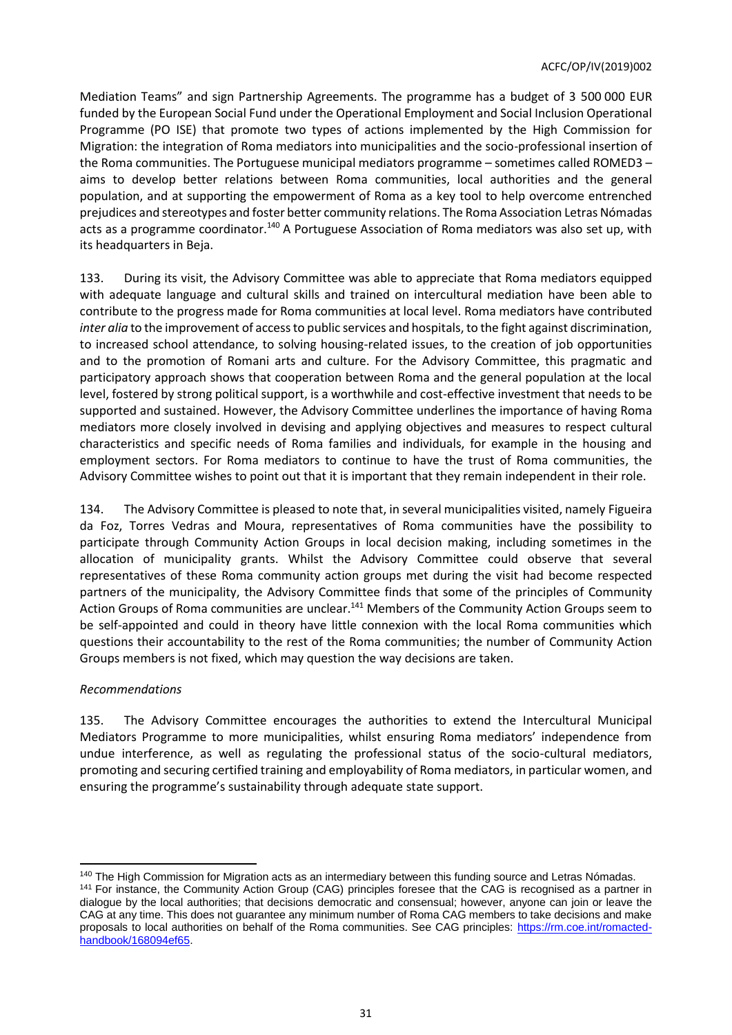Mediation Teams" and sign Partnership Agreements. The programme has a budget of 3 500 000 EUR funded by the European Social Fund under the Operational Employment and Social Inclusion Operational Programme (PO ISE) that promote two types of actions implemented by the High Commission for Migration: the integration of Roma mediators into municipalities and the socio-professional insertion of the Roma communities. The Portuguese municipal mediators programme – sometimes called ROMED3 – aims to develop better relations between Roma communities, local authorities and the general population, and at supporting the empowerment of Roma as a key tool to help overcome entrenched prejudices and stereotypes and foster better community relations. The Roma Association Letras Nómadas acts as a programme coordinator.[140] A Portuguese Association of Roma mediators was also set up, with its headquarters in Beja.

133. During its visit, the Advisory Committee was able to appreciate that Roma mediators equipped with adequate language and cultural skills and trained on intercultural mediation have been able to contribute to the progress made for Roma communities at local level. Roma mediators have contributed *inter alia* to the improvement of access to public services and hospitals, to the fight against discrimination, to increased school attendance, to solving housing-related issues, to the creation of job opportunities and to the promotion of Romani arts and culture. For the Advisory Committee, this pragmatic and participatory approach shows that cooperation between Roma and the general population at the local level, fostered by strong political support, is a worthwhile and cost-effective investment that needs to be supported and sustained. However, the Advisory Committee underlines the importance of having Roma mediators more closely involved in devising and applying objectives and measures to respect cultural characteristics and specific needs of Roma families and individuals, for example in the housing and employment sectors. For Roma mediators to continue to have the trust of Roma communities, the Advisory Committee wishes to point out that it is important that they remain independent in their role.

134. The Advisory Committee is pleased to note that, in several municipalities visited, namely Figueira da Foz, Torres Vedras and Moura, representatives of Roma communities have the possibility to participate through Community Action Groups in local decision making, including sometimes in the allocation of municipality grants. Whilst the Advisory Committee could observe that several representatives of these Roma community action groups met during the visit had become respected partners of the municipality, the Advisory Committee finds that some of the principles of Community Action Groups of Roma communities are unclear.[141] Members of the Community Action Groups seem to be self-appointed and could in theory have little connexion with the local Roma communities which questions their accountability to the rest of the Roma communities; the number of Community Action Groups members is not fixed, which may question the way decisions are taken.

*Recommendations*

135. The Advisory Committee encourages the authorities to extend the Intercultural Municipal Mediators Programme to more municipalities, whilst ensuring Roma mediators' independence from undue interference, as well as regulating the professional status of the socio-cultural mediators, promoting and securing certified training and employability of Roma mediators, in particular women, and ensuring the programme's sustainability through adequate state support.

---

[140] The High Commission for Migration acts as an intermediary between this funding source and Letras Nómadas.

[141] For instance, the Community Action Group (CAG) principles foresee that the CAG is recognised as a partner in dialogue by the local authorities; that decisions democratic and consensual; however, anyone can join or leave the CAG at any time. This does not guarantee any minimum number of Roma CAG members to take decisions and make proposals to local authorities on behalf of the Roma communities. See CAG principles: https://rm.coe.int/romacted-handbook/168094ef65.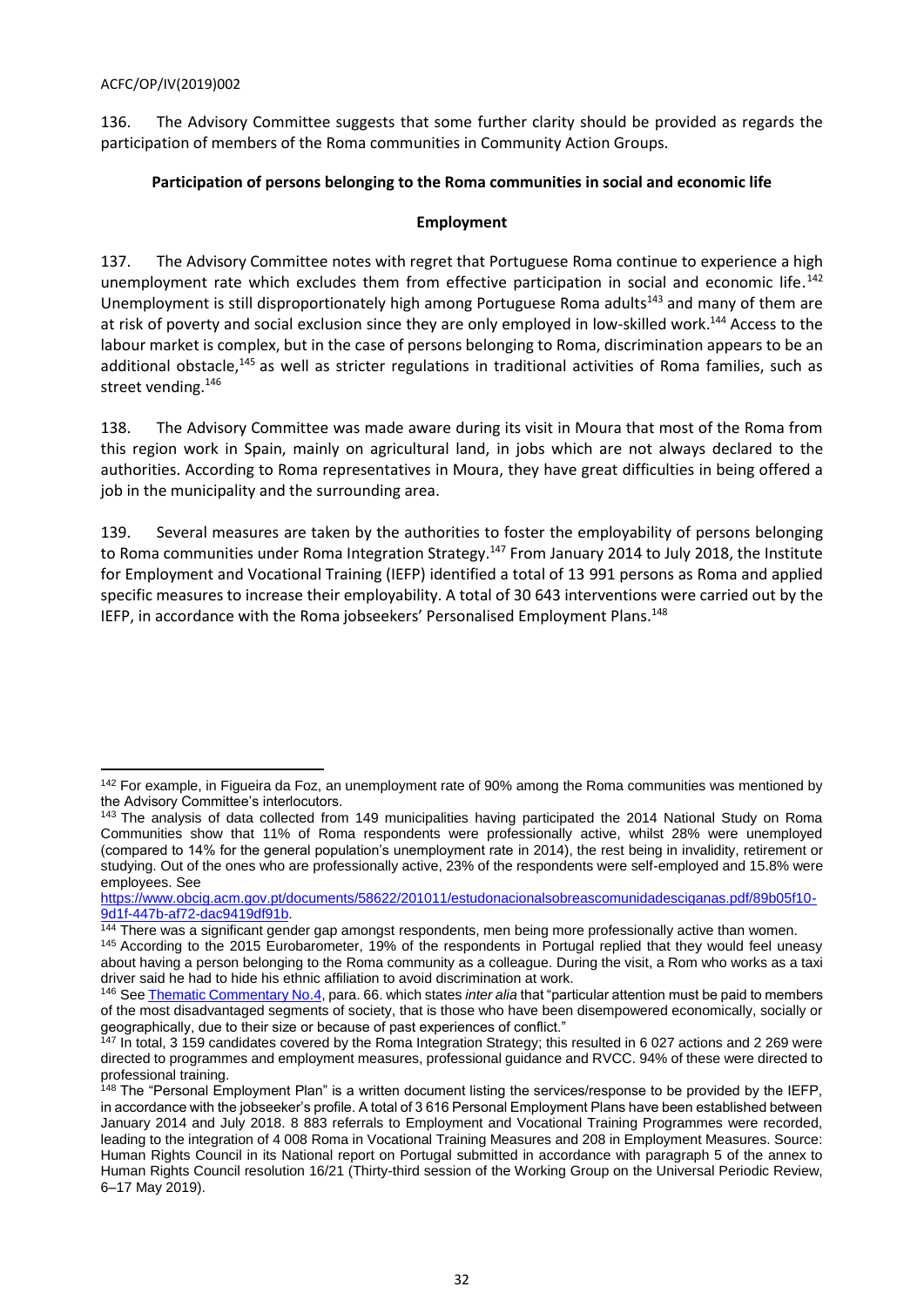136. The Advisory Committee suggests that some further clarity should be provided as regards the participation of members of the Roma communities in Community Action Groups.

**Participation of persons belonging to the Roma communities in social and economic life**

**Employment**

137. The Advisory Committee notes with regret that Portuguese Roma continue to experience a high unemployment rate which excludes them from effective participation in social and economic life.[142] Unemployment is still disproportionately high among Portuguese Roma adults[143] and many of them are at risk of poverty and social exclusion since they are only employed in low-skilled work.[144] Access to the labour market is complex, but in the case of persons belonging to Roma, discrimination appears to be an additional obstacle,[145] as well as stricter regulations in traditional activities of Roma families, such as street vending.[146]

138. The Advisory Committee was made aware during its visit in Moura that most of the Roma from this region work in Spain, mainly on agricultural land, in jobs which are not always declared to the authorities. According to Roma representatives in Moura, they have great difficulties in being offered a job in the municipality and the surrounding area.

139. Several measures are taken by the authorities to foster the employability of persons belonging to Roma communities under Roma Integration Strategy.[147] From January 2014 to July 2018, the Institute for Employment and Vocational Training (IEFP) identified a total of 13 991 persons as Roma and applied specific measures to increase their employability. A total of 30 643 interventions were carried out by the IEFP, in accordance with the Roma jobseekers' Personalised Employment Plans.[148]

---

[142] For example, in Figueira da Foz, an unemployment rate of 90% among the Roma communities was mentioned by the Advisory Committee's interlocutors.

[143] The analysis of data collected from 149 municipalities having participated the 2014 National Study on Roma Communities show that 11% of Roma respondents were professionally active, whilst 28% were unemployed (compared to 14% for the general population's unemployment rate in 2014), the rest being in invalidity, retirement or studying. Out of the ones who are professionally active, 23% of the respondents were self-employed and 15.8% were employees. See https://www.obcig.acm.gov.pt/documents/58622/201011/estudonacionalsobreascomunidadesciganas.pdf/89b05f10-9d1f-447b-af72-dac9419df91b.

[144] There was a significant gender gap amongst respondents, men being more professionally active than women.

[145] According to the 2015 Eurobarometer, 19% of the respondents in Portugal replied that they would feel uneasy about having a person belonging to the Roma community as a colleague. During the visit, a Rom who works as a taxi driver said he had to hide his ethnic affiliation to avoid discrimination at work.

[146] See Thematic Commentary No.4, para. 66. which states *inter alia* that "particular attention must be paid to members of the most disadvantaged segments of society, that is those who have been disempowered economically, socially or geographically, due to their size or because of past experiences of conflict."

[147] In total, 3 159 candidates covered by the Roma Integration Strategy; this resulted in 6 027 actions and 2 269 were directed to programmes and employment measures, professional guidance and RVCC. 94% of these were directed to professional training.

[148] The "Personal Employment Plan" is a written document listing the services/response to be provided by the IEFP, in accordance with the jobseeker's profile. A total of 3 616 Personal Employment Plans have been established between January 2014 and July 2018. 8 883 referrals to Employment and Vocational Training Programmes were recorded, leading to the integration of 4 008 Roma in Vocational Training Measures and 208 in Employment Measures. Source: Human Rights Council in its National report on Portugal submitted in accordance with paragraph 5 of the annex to Human Rights Council resolution 16/21 (Thirty-third session of the Working Group on the Universal Periodic Review, 6–17 May 2019).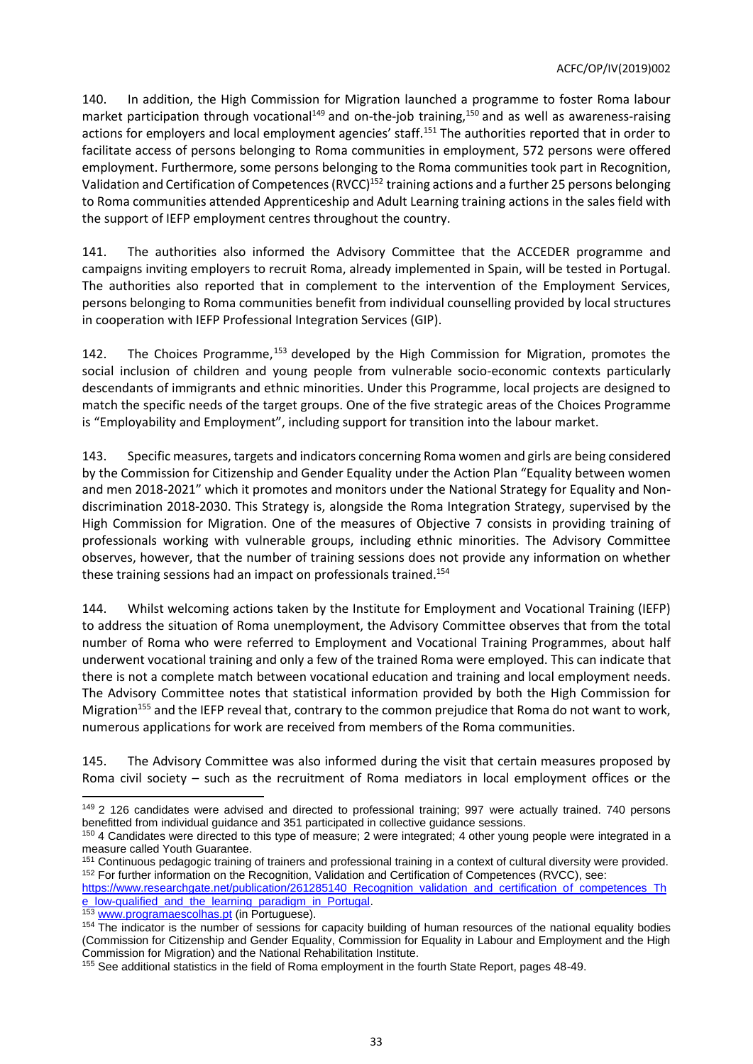140. In addition, the High Commission for Migration launched a programme to foster Roma labour market participation through vocational[149] and on-the-job training,[150] and as well as awareness-raising actions for employers and local employment agencies' staff.[151] The authorities reported that in order to facilitate access of persons belonging to Roma communities in employment, 572 persons were offered employment. Furthermore, some persons belonging to the Roma communities took part in Recognition, Validation and Certification of Competences (RVCC)[152] training actions and a further 25 persons belonging to Roma communities attended Apprenticeship and Adult Learning training actions in the sales field with the support of IEFP employment centres throughout the country.

141. The authorities also informed the Advisory Committee that the ACCEDER programme and campaigns inviting employers to recruit Roma, already implemented in Spain, will be tested in Portugal. The authorities also reported that in complement to the intervention of the Employment Services, persons belonging to Roma communities benefit from individual counselling provided by local structures in cooperation with IEFP Professional Integration Services (GIP).

142. The Choices Programme,[153] developed by the High Commission for Migration, promotes the social inclusion of children and young people from vulnerable socio-economic contexts particularly descendants of immigrants and ethnic minorities. Under this Programme, local projects are designed to match the specific needs of the target groups. One of the five strategic areas of the Choices Programme is "Employability and Employment", including support for transition into the labour market.

143. Specific measures, targets and indicators concerning Roma women and girls are being considered by the Commission for Citizenship and Gender Equality under the Action Plan "Equality between women and men 2018-2021" which it promotes and monitors under the National Strategy for Equality and Non-discrimination 2018-2030. This Strategy is, alongside the Roma Integration Strategy, supervised by the High Commission for Migration. One of the measures of Objective 7 consists in providing training of professionals working with vulnerable groups, including ethnic minorities. The Advisory Committee observes, however, that the number of training sessions does not provide any information on whether these training sessions had an impact on professionals trained.[154]

144. Whilst welcoming actions taken by the Institute for Employment and Vocational Training (IEFP) to address the situation of Roma unemployment, the Advisory Committee observes that from the total number of Roma who were referred to Employment and Vocational Training Programmes, about half underwent vocational training and only a few of the trained Roma were employed. This can indicate that there is not a complete match between vocational education and training and local employment needs. The Advisory Committee notes that statistical information provided by both the High Commission for Migration[155] and the IEFP reveal that, contrary to the common prejudice that Roma do not want to work, numerous applications for work are received from members of the Roma communities.

145. The Advisory Committee was also informed during the visit that certain measures proposed by Roma civil society – such as the recruitment of Roma mediators in local employment offices or the

---

[149] 2 126 candidates were advised and directed to professional training; 997 were actually trained. 740 persons benefitted from individual guidance and 351 participated in collective guidance sessions.

[150] 4 Candidates were directed to this type of measure; 2 were integrated; 4 other young people were integrated in a measure called Youth Guarantee.

[151] Continuous pedagogic training of trainers and professional training in a context of cultural diversity were provided.

[152] For further information on the Recognition, Validation and Certification of Competences (RVCC), see: https://www.researchgate.net/publication/261285140_Recognition_validation_and_certification_of_competences_The_low-qualified_and_the_learning_paradigm_in_Portugal.

[153] www.programaescolhas.pt (in Portuguese).

[154] The indicator is the number of sessions for capacity building of human resources of the national equality bodies (Commission for Citizenship and Gender Equality, Commission for Equality in Labour and Employment and the High Commission for Migration) and the National Rehabilitation Institute.

[155] See additional statistics in the field of Roma employment in the fourth State Report, pages 48-49.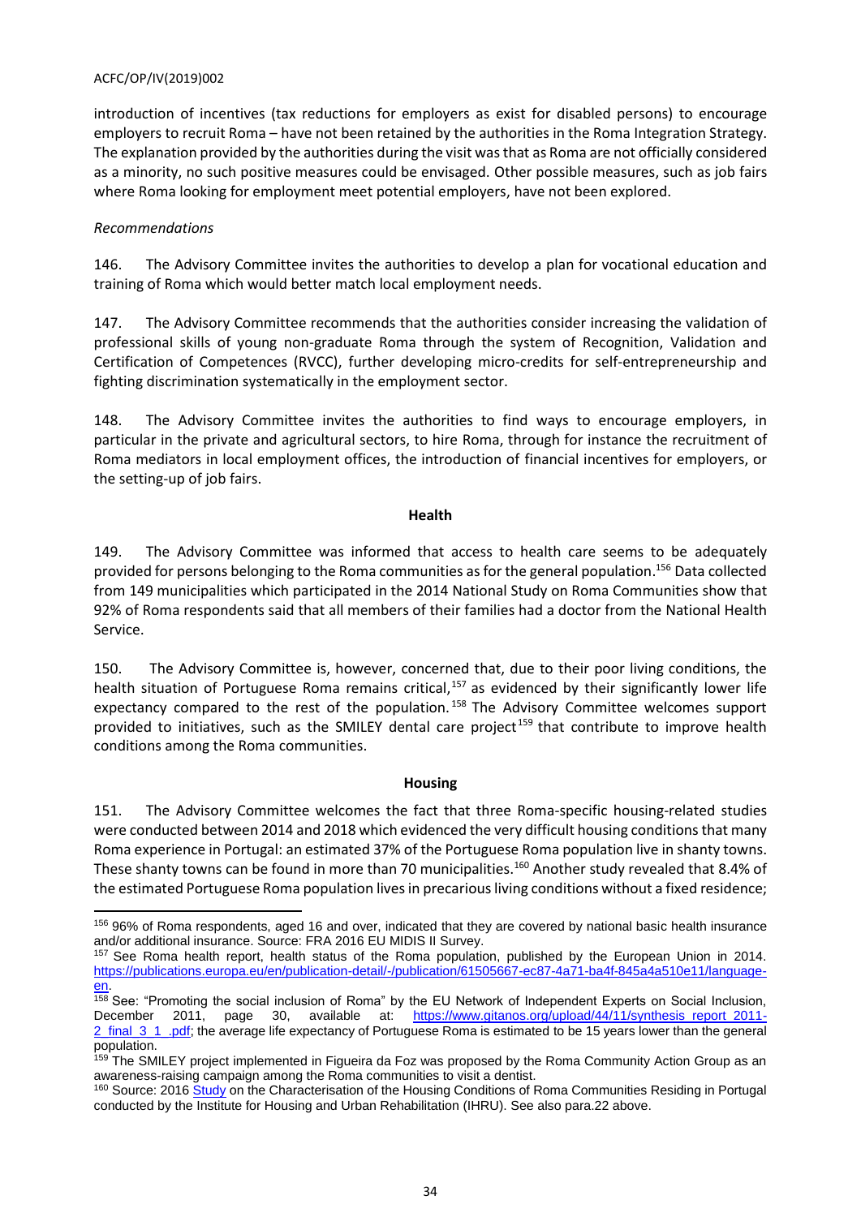introduction of incentives (tax reductions for employers as exist for disabled persons) to encourage employers to recruit Roma – have not been retained by the authorities in the Roma Integration Strategy. The explanation provided by the authorities during the visit was that as Roma are not officially considered as a minority, no such positive measures could be envisaged. Other possible measures, such as job fairs where Roma looking for employment meet potential employers, have not been explored.

*Recommendations*

146. The Advisory Committee invites the authorities to develop a plan for vocational education and training of Roma which would better match local employment needs.

147. The Advisory Committee recommends that the authorities consider increasing the validation of professional skills of young non-graduate Roma through the system of Recognition, Validation and Certification of Competences (RVCC), further developing micro-credits for self-entrepreneurship and fighting discrimination systematically in the employment sector.

148. The Advisory Committee invites the authorities to find ways to encourage employers, in particular in the private and agricultural sectors, to hire Roma, through for instance the recruitment of Roma mediators in local employment offices, the introduction of financial incentives for employers, or the setting-up of job fairs.

**Health**

149. The Advisory Committee was informed that access to health care seems to be adequately provided for persons belonging to the Roma communities as for the general population.[156] Data collected from 149 municipalities which participated in the 2014 National Study on Roma Communities show that 92% of Roma respondents said that all members of their families had a doctor from the National Health Service.

150. The Advisory Committee is, however, concerned that, due to their poor living conditions, the health situation of Portuguese Roma remains critical,[157] as evidenced by their significantly lower life expectancy compared to the rest of the population.[158] The Advisory Committee welcomes support provided to initiatives, such as the SMILEY dental care project[159] that contribute to improve health conditions among the Roma communities.

**Housing**

151. The Advisory Committee welcomes the fact that three Roma-specific housing-related studies were conducted between 2014 and 2018 which evidenced the very difficult housing conditions that many Roma experience in Portugal: an estimated 37% of the Portuguese Roma population live in shanty towns. These shanty towns can be found in more than 70 municipalities.[160] Another study revealed that 8.4% of the estimated Portuguese Roma population lives in precarious living conditions without a fixed residence;

---

[156] 96% of Roma respondents, aged 16 and over, indicated that they are covered by national basic health insurance and/or additional insurance. Source: FRA 2016 EU MIDIS II Survey.

[157] See Roma health report, health status of the Roma population, published by the European Union in 2014. https://publications.europa.eu/en/publication-detail/-/publication/61505667-ec87-4a71-ba4f-845a4a510e11/language-en.

[158] See: "Promoting the social inclusion of Roma" by the EU Network of Independent Experts on Social Inclusion, December 2011, page 30, available at: https://www.gitanos.org/upload/44/11/synthesis_report_2011-2_final_3_1_.pdf; the average life expectancy of Portuguese Roma is estimated to be 15 years lower than the general population.

[159] The SMILEY project implemented in Figueira da Foz was proposed by the Roma Community Action Group as an awareness-raising campaign among the Roma communities to visit a dentist.

[160] Source: 2016 Study on the Characterisation of the Housing Conditions of Roma Communities Residing in Portugal conducted by the Institute for Housing and Urban Rehabilitation (IHRU). See also para.22 above.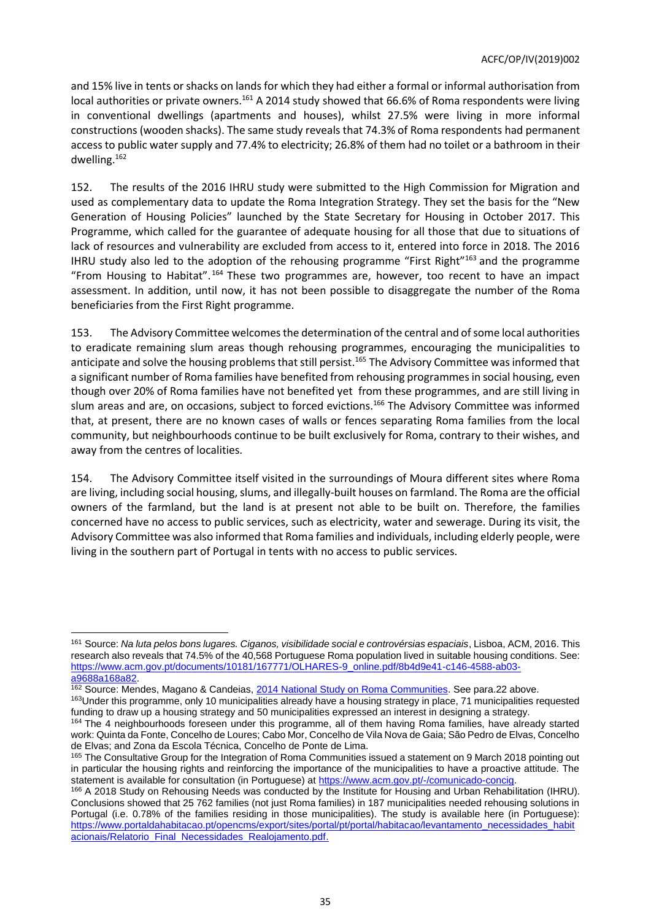and 15% live in tents or shacks on lands for which they had either a formal or informal authorisation from local authorities or private owners.[161] A 2014 study showed that 66.6% of Roma respondents were living in conventional dwellings (apartments and houses), whilst 27.5% were living in more informal constructions (wooden shacks). The same study reveals that 74.3% of Roma respondents had permanent access to public water supply and 77.4% to electricity; 26.8% of them had no toilet or a bathroom in their dwelling.[162]

152. The results of the 2016 IHRU study were submitted to the High Commission for Migration and used as complementary data to update the Roma Integration Strategy. They set the basis for the "New Generation of Housing Policies" launched by the State Secretary for Housing in October 2017. This Programme, which called for the guarantee of adequate housing for all those that due to situations of lack of resources and vulnerability are excluded from access to it, entered into force in 2018. The 2016 IHRU study also led to the adoption of the rehousing programme "First Right"[163] and the programme "From Housing to Habitat".[164] These two programmes are, however, too recent to have an impact assessment. In addition, until now, it has not been possible to disaggregate the number of the Roma beneficiaries from the First Right programme.

153. The Advisory Committee welcomes the determination of the central and of some local authorities to eradicate remaining slum areas though rehousing programmes, encouraging the municipalities to anticipate and solve the housing problems that still persist.[165] The Advisory Committee was informed that a significant number of Roma families have benefited from rehousing programmes in social housing, even though over 20% of Roma families have not benefited yet from these programmes, and are still living in slum areas and are, on occasions, subject to forced evictions.[166] The Advisory Committee was informed that, at present, there are no known cases of walls or fences separating Roma families from the local community, but neighbourhoods continue to be built exclusively for Roma, contrary to their wishes, and away from the centres of localities.

154. The Advisory Committee itself visited in the surroundings of Moura different sites where Roma are living, including social housing, slums, and illegally-built houses on farmland. The Roma are the official owners of the farmland, but the land is at present not able to be built on. Therefore, the families concerned have no access to public services, such as electricity, water and sewerage. During its visit, the Advisory Committee was also informed that Roma families and individuals, including elderly people, were living in the southern part of Portugal in tents with no access to public services.

---

[161] Source: *Na luta pelos bons lugares. Ciganos, visibilidade social e controvérsias espaciais*, Lisboa, ACM, 2016. This research also reveals that 74.5% of the 40,568 Portuguese Roma population lived in suitable housing conditions. See: https://www.acm.gov.pt/documents/10181/167771/OLHARES-9_online.pdf/8b4d9e41-c146-4588-ab03-a9688a168a82.

[162] Source: Mendes, Magano & Candeias, 2014 National Study on Roma Communities. See para.22 above.

[163] Under this programme, only 10 municipalities already have a housing strategy in place, 71 municipalities requested funding to draw up a housing strategy and 50 municipalities expressed an interest in designing a strategy.

[164] The 4 neighbourhoods foreseen under this programme, all of them having Roma families, have already started work: Quinta da Fonte, Concelho de Loures; Cabo Mor, Concelho de Vila Nova de Gaia; São Pedro de Elvas, Concelho de Elvas; and Zona da Escola Técnica, Concelho de Ponte de Lima.

[165] The Consultative Group for the Integration of Roma Communities issued a statement on 9 March 2018 pointing out in particular the housing rights and reinforcing the importance of the municipalities to have a proactive attitude. The statement is available for consultation (in Portuguese) at https://www.acm.gov.pt/-/comunicado-concig.

[166] A 2018 Study on Rehousing Needs was conducted by the Institute for Housing and Urban Rehabilitation (IHRU). Conclusions showed that 25 762 families (not just Roma families) in 187 municipalities needed rehousing solutions in Portugal (i.e. 0.78% of the families residing in those municipalities). The study is available here (in Portuguese): https://www.portaldahabitacao.pt/opencms/export/sites/portal/pt/portal/habitacao/levantamento_necessidades_habitacionais/Relatorio_Final_Necessidades_Realojamento.pdf.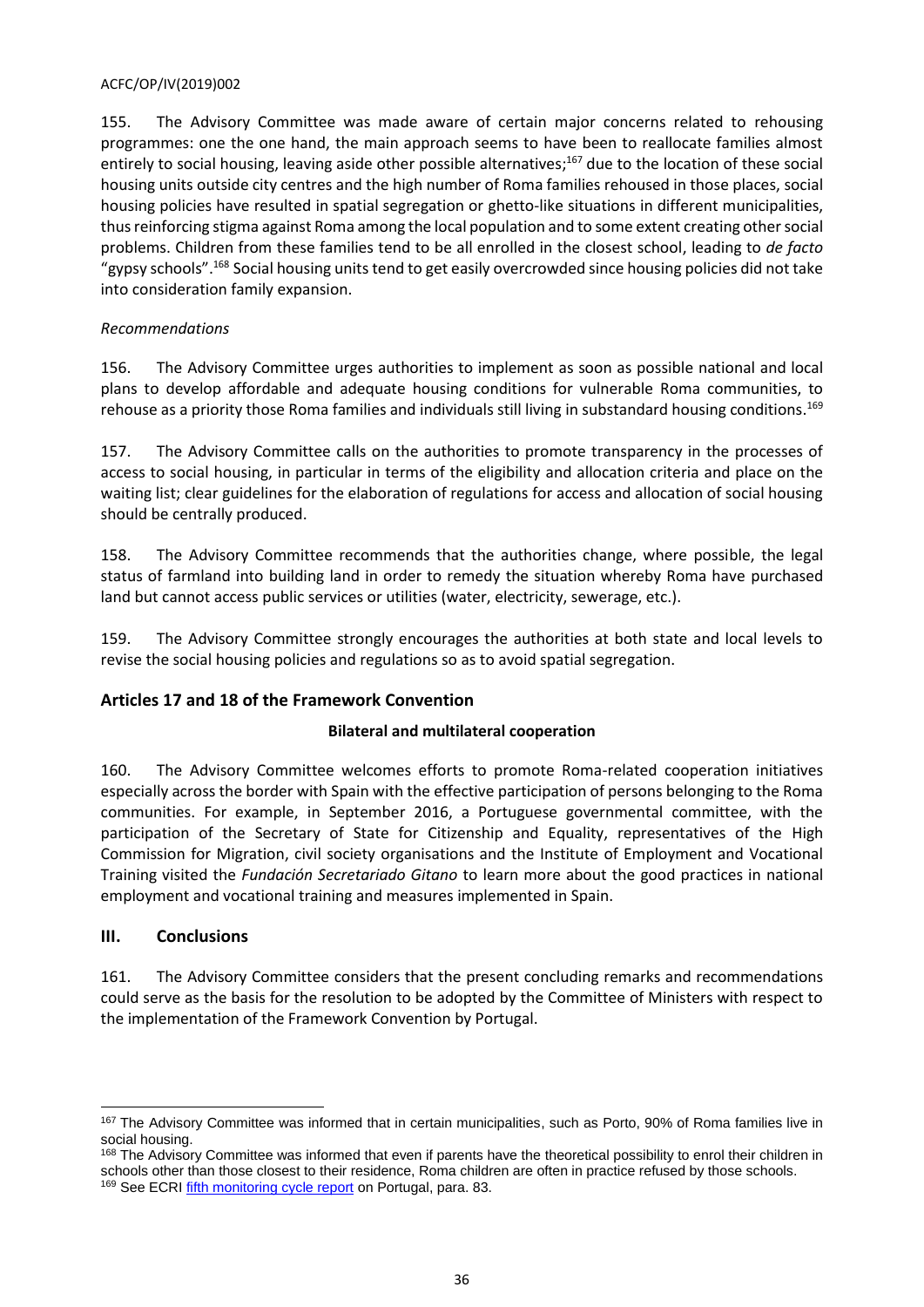155. The Advisory Committee was made aware of certain major concerns related to rehousing programmes: one the one hand, the main approach seems to have been to reallocate families almost entirely to social housing, leaving aside other possible alternatives;[167] due to the location of these social housing units outside city centres and the high number of Roma families rehoused in those places, social housing policies have resulted in spatial segregation or ghetto-like situations in different municipalities, thus reinforcing stigma against Roma among the local population and to some extent creating other social problems. Children from these families tend to be all enrolled in the closest school, leading to *de facto* "gypsy schools".[168] Social housing units tend to get easily overcrowded since housing policies did not take into consideration family expansion.

*Recommendations*

156. The Advisory Committee urges authorities to implement as soon as possible national and local plans to develop affordable and adequate housing conditions for vulnerable Roma communities, to rehouse as a priority those Roma families and individuals still living in substandard housing conditions.[169]

157. The Advisory Committee calls on the authorities to promote transparency in the processes of access to social housing, in particular in terms of the eligibility and allocation criteria and place on the waiting list; clear guidelines for the elaboration of regulations for access and allocation of social housing should be centrally produced.

158. The Advisory Committee recommends that the authorities change, where possible, the legal status of farmland into building land in order to remedy the situation whereby Roma have purchased land but cannot access public services or utilities (water, electricity, sewerage, etc.).

159. The Advisory Committee strongly encourages the authorities at both state and local levels to revise the social housing policies and regulations so as to avoid spatial segregation.

## Articles 17 and 18 of the Framework Convention

**Bilateral and multilateral cooperation**

160. The Advisory Committee welcomes efforts to promote Roma-related cooperation initiatives especially across the border with Spain with the effective participation of persons belonging to the Roma communities. For example, in September 2016, a Portuguese governmental committee, with the participation of the Secretary of State for Citizenship and Equality, representatives of the High Commission for Migration, civil society organisations and the Institute of Employment and Vocational Training visited the *Fundación Secretariado Gitano* to learn more about the good practices in national employment and vocational training and measures implemented in Spain.

## III. Conclusions

161. The Advisory Committee considers that the present concluding remarks and recommendations could serve as the basis for the resolution to be adopted by the Committee of Ministers with respect to the implementation of the Framework Convention by Portugal.

---

[167] The Advisory Committee was informed that in certain municipalities, such as Porto, 90% of Roma families live in social housing.

[168] The Advisory Committee was informed that even if parents have the theoretical possibility to enrol their children in schools other than those closest to their residence, Roma children are often in practice refused by those schools.

[169] See ECRI fifth monitoring cycle report on Portugal, para. 83.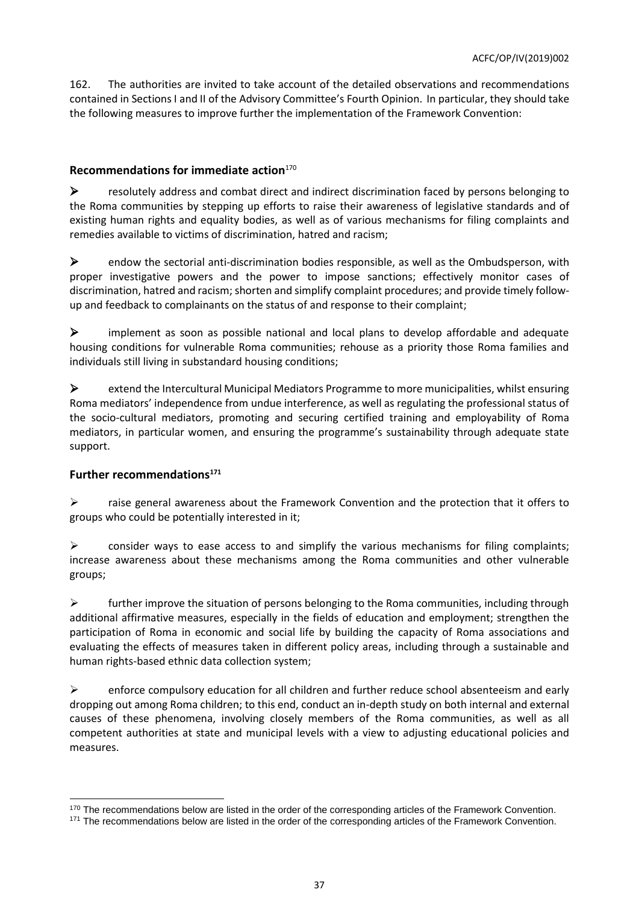162. The authorities are invited to take account of the detailed observations and recommendations contained in Sections I and II of the Advisory Committee's Fourth Opinion. In particular, they should take the following measures to improve further the implementation of the Framework Convention:

### Recommendations for immediate action[170]

- resolutely address and combat direct and indirect discrimination faced by persons belonging to the Roma communities by stepping up efforts to raise their awareness of legislative standards and of existing human rights and equality bodies, as well as of various mechanisms for filing complaints and remedies available to victims of discrimination, hatred and racism;

- endow the sectorial anti-discrimination bodies responsible, as well as the Ombudsperson, with proper investigative powers and the power to impose sanctions; effectively monitor cases of discrimination, hatred and racism; shorten and simplify complaint procedures; and provide timely follow-up and feedback to complainants on the status of and response to their complaint;

- implement as soon as possible national and local plans to develop affordable and adequate housing conditions for vulnerable Roma communities; rehouse as a priority those Roma families and individuals still living in substandard housing conditions;

- extend the Intercultural Municipal Mediators Programme to more municipalities, whilst ensuring Roma mediators' independence from undue interference, as well as regulating the professional status of the socio-cultural mediators, promoting and securing certified training and employability of Roma mediators, in particular women, and ensuring the programme's sustainability through adequate state support.

### Further recommendations[171]

- raise general awareness about the Framework Convention and the protection that it offers to groups who could be potentially interested in it;

- consider ways to ease access to and simplify the various mechanisms for filing complaints; increase awareness about these mechanisms among the Roma communities and other vulnerable groups;

- further improve the situation of persons belonging to the Roma communities, including through additional affirmative measures, especially in the fields of education and employment; strengthen the participation of Roma in economic and social life by building the capacity of Roma associations and evaluating the effects of measures taken in different policy areas, including through a sustainable and human rights-based ethnic data collection system;

- enforce compulsory education for all children and further reduce school absenteeism and early dropping out among Roma children; to this end, conduct an in-depth study on both internal and external causes of these phenomena, involving closely members of the Roma communities, as well as all competent authorities at state and municipal levels with a view to adjusting educational policies and measures.

---

[170] The recommendations below are listed in the order of the corresponding articles of the Framework Convention.

[171] The recommendations below are listed in the order of the corresponding articles of the Framework Convention.